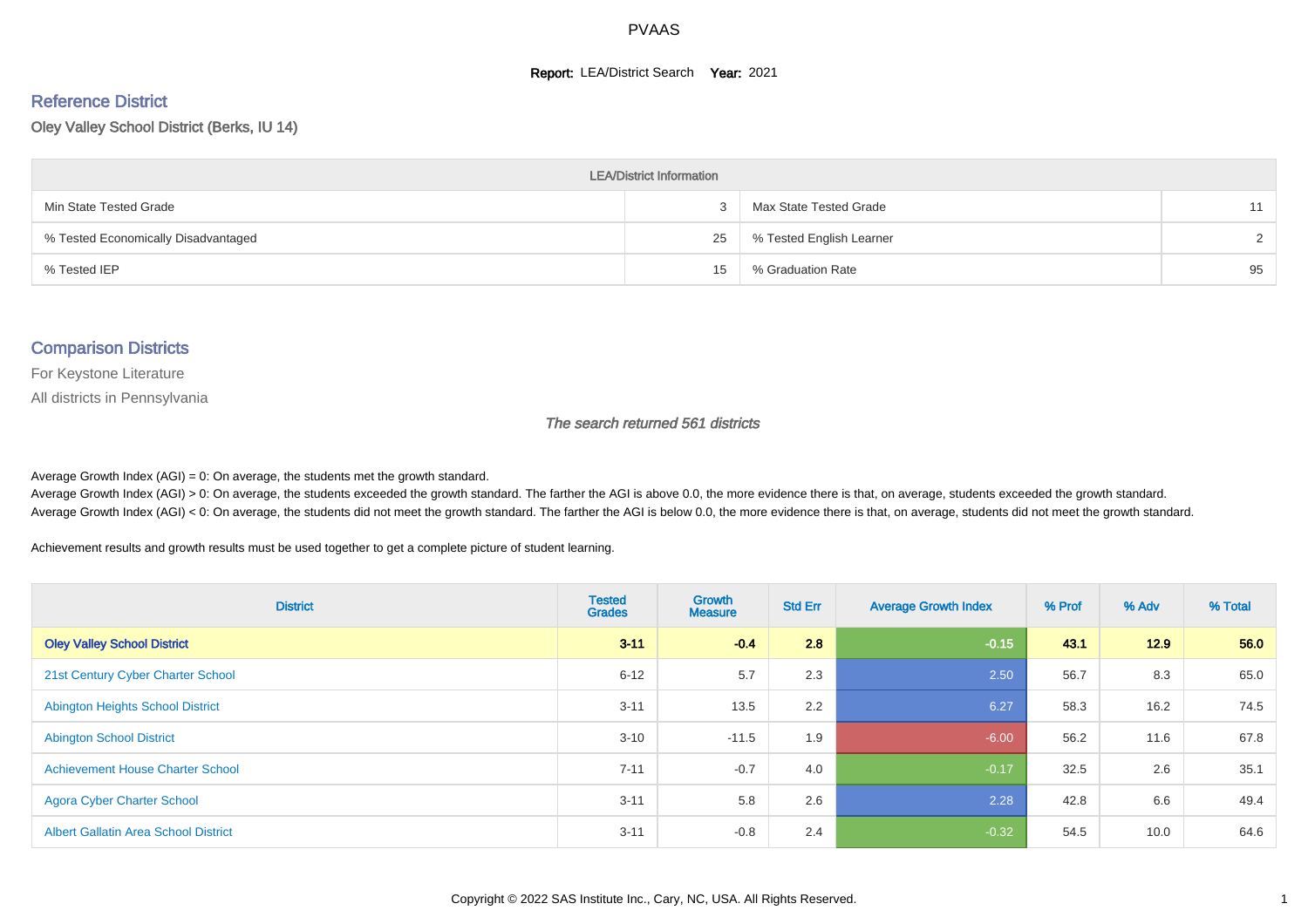# PVAAS

**Report:** LEA/District Search **Year:** 2021

## Reference District

Oley Valley School District (Berks, IU 14)

| LEA/District Information | | | |
|---|---|---|---|
| Min State Tested Grade | 3 | Max State Tested Grade | 11 |
| % Tested Economically Disadvantaged | 25 | % Tested English Learner | 2 |
| % Tested IEP | 15 | % Graduation Rate | 95 |

## Comparison Districts

For Keystone Literature

All districts in Pennsylvania

*The search returned 561 districts*

Average Growth Index (AGI) = 0: On average, the students met the growth standard.
Average Growth Index (AGI) > 0: On average, the students exceeded the growth standard. The farther the AGI is above 0.0, the more evidence there is that, on average, students exceeded the growth standard.
Average Growth Index (AGI) < 0: On average, the students did not meet the growth standard. The farther the AGI is below 0.0, the more evidence there is that, on average, students did not meet the growth standard.

Achievement results and growth results must be used together to get a complete picture of student learning.

| District | Tested Grades | Growth Measure | Std Err | Average Growth Index | % Prof | % Adv | % Total |
|---|---|---|---|---|---|---|---|
| **Oley Valley School District** | **3-11** | **-0.4** | **2.8** | **-0.15** | **43.1** | **12.9** | **56.0** |
| 21st Century Cyber Charter School | 6-12 | 5.7 | 2.3 | 2.50 | 56.7 | 8.3 | 65.0 |
| Abington Heights School District | 3-11 | 13.5 | 2.2 | 6.27 | 58.3 | 16.2 | 74.5 |
| Abington School District | 3-10 | -11.5 | 1.9 | -6.00 | 56.2 | 11.6 | 67.8 |
| Achievement House Charter School | 7-11 | -0.7 | 4.0 | -0.17 | 32.5 | 2.6 | 35.1 |
| Agora Cyber Charter School | 3-11 | 5.8 | 2.6 | 2.28 | 42.8 | 6.6 | 49.4 |
| Albert Gallatin Area School District | 3-11 | -0.8 | 2.4 | -0.32 | 54.5 | 10.0 | 64.6 |

Copyright © 2022 SAS Institute Inc., Cary, NC, USA. All Rights Reserved.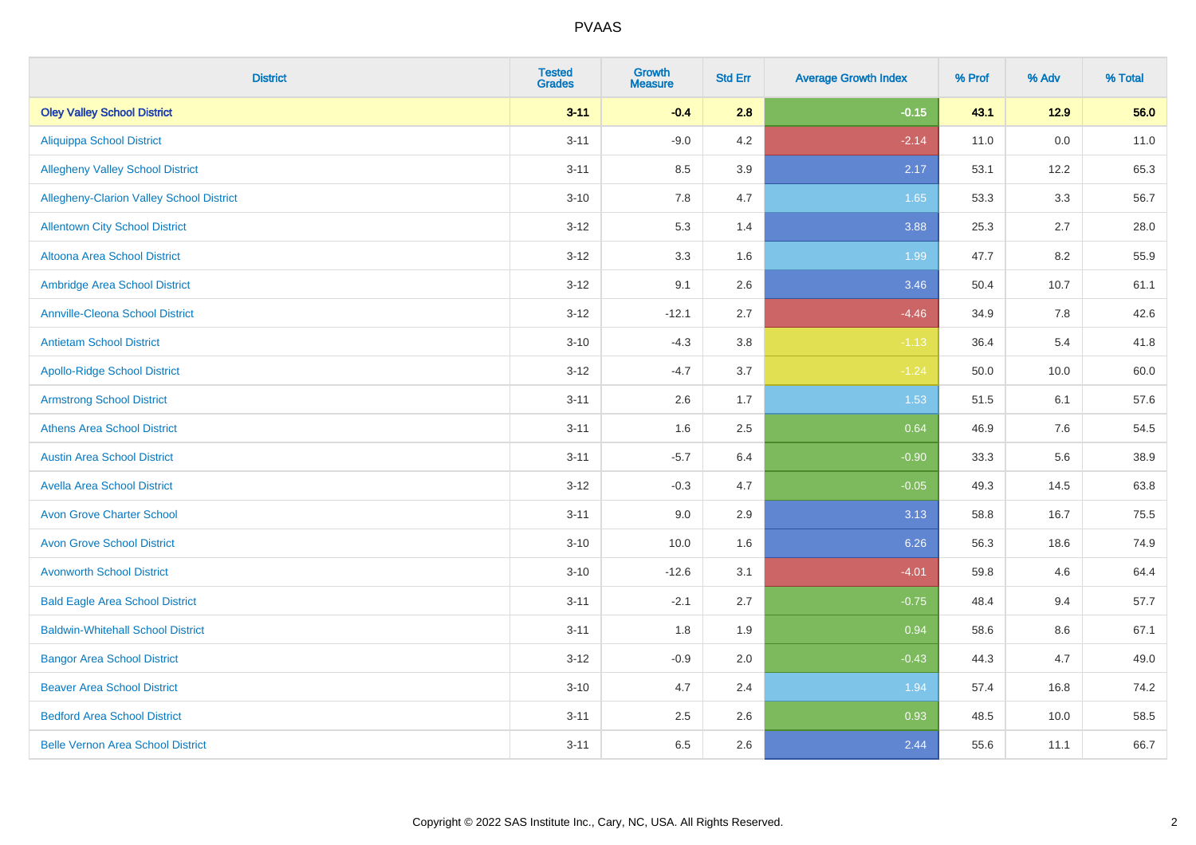# PVAAS

| District | Tested Grades | Growth Measure | Std Err | Average Growth Index | % Prof | % Adv | % Total |
|---|---|---|---|---|---|---|---|
| **Oley Valley School District** | **3-11** | **-0.4** | **2.8** | **-0.15** | **43.1** | **12.9** | **56.0** |
| Aliquippa School District | 3-11 | -9.0 | 4.2 | -2.14 | 11.0 | 0.0 | 11.0 |
| Allegheny Valley School District | 3-11 | 8.5 | 3.9 | 2.17 | 53.1 | 12.2 | 65.3 |
| Allegheny-Clarion Valley School District | 3-10 | 7.8 | 4.7 | 1.65 | 53.3 | 3.3 | 56.7 |
| Allentown City School District | 3-12 | 5.3 | 1.4 | 3.88 | 25.3 | 2.7 | 28.0 |
| Altoona Area School District | 3-12 | 3.3 | 1.6 | 1.99 | 47.7 | 8.2 | 55.9 |
| Ambridge Area School District | 3-12 | 9.1 | 2.6 | 3.46 | 50.4 | 10.7 | 61.1 |
| Annville-Cleona School District | 3-12 | -12.1 | 2.7 | -4.46 | 34.9 | 7.8 | 42.6 |
| Antietam School District | 3-10 | -4.3 | 3.8 | -1.13 | 36.4 | 5.4 | 41.8 |
| Apollo-Ridge School District | 3-12 | -4.7 | 3.7 | -1.24 | 50.0 | 10.0 | 60.0 |
| Armstrong School District | 3-11 | 2.6 | 1.7 | 1.53 | 51.5 | 6.1 | 57.6 |
| Athens Area School District | 3-11 | 1.6 | 2.5 | 0.64 | 46.9 | 7.6 | 54.5 |
| Austin Area School District | 3-11 | -5.7 | 6.4 | -0.90 | 33.3 | 5.6 | 38.9 |
| Avella Area School District | 3-12 | -0.3 | 4.7 | -0.05 | 49.3 | 14.5 | 63.8 |
| Avon Grove Charter School | 3-11 | 9.0 | 2.9 | 3.13 | 58.8 | 16.7 | 75.5 |
| Avon Grove School District | 3-10 | 10.0 | 1.6 | 6.26 | 56.3 | 18.6 | 74.9 |
| Avonworth School District | 3-10 | -12.6 | 3.1 | -4.01 | 59.8 | 4.6 | 64.4 |
| Bald Eagle Area School District | 3-11 | -2.1 | 2.7 | -0.75 | 48.4 | 9.4 | 57.7 |
| Baldwin-Whitehall School District | 3-11 | 1.8 | 1.9 | 0.94 | 58.6 | 8.6 | 67.1 |
| Bangor Area School District | 3-12 | -0.9 | 2.0 | -0.43 | 44.3 | 4.7 | 49.0 |
| Beaver Area School District | 3-10 | 4.7 | 2.4 | 1.94 | 57.4 | 16.8 | 74.2 |
| Bedford Area School District | 3-11 | 2.5 | 2.6 | 0.93 | 48.5 | 10.0 | 58.5 |
| Belle Vernon Area School District | 3-11 | 6.5 | 2.6 | 2.44 | 55.6 | 11.1 | 66.7 |

Copyright © 2022 SAS Institute Inc., Cary, NC, USA. All Rights Reserved.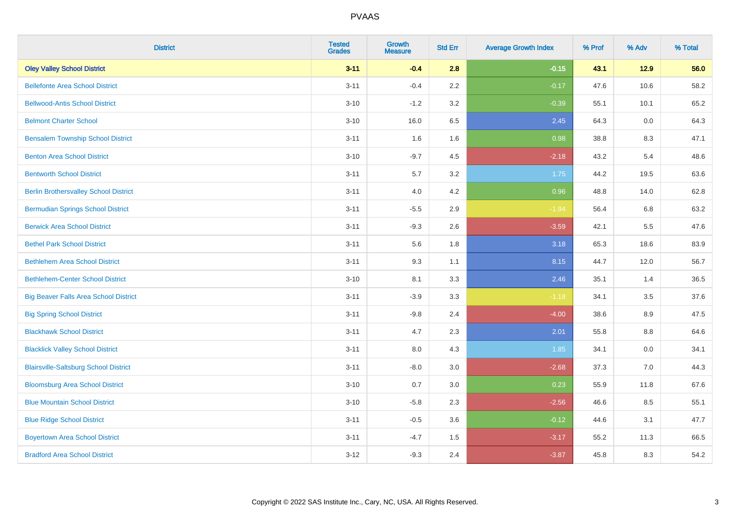| District | Tested Grades | Growth Measure | Std Err | Average Growth Index | % Prof | % Adv | % Total |
|---|---|---|---|---|---|---|---|
| **Oley Valley School District** | **3-11** | **-0.4** | **2.8** | **-0.15** | **43.1** | **12.9** | **56.0** |
| Bellefonte Area School District | 3-11 | -0.4 | 2.2 | -0.17 | 47.6 | 10.6 | 58.2 |
| Bellwood-Antis School District | 3-10 | -1.2 | 3.2 | -0.39 | 55.1 | 10.1 | 65.2 |
| Belmont Charter School | 3-10 | 16.0 | 6.5 | 2.45 | 64.3 | 0.0 | 64.3 |
| Bensalem Township School District | 3-11 | 1.6 | 1.6 | 0.98 | 38.8 | 8.3 | 47.1 |
| Benton Area School District | 3-10 | -9.7 | 4.5 | -2.18 | 43.2 | 5.4 | 48.6 |
| Bentworth School District | 3-11 | 5.7 | 3.2 | 1.75 | 44.2 | 19.5 | 63.6 |
| Berlin Brothersvalley School District | 3-11 | 4.0 | 4.2 | 0.96 | 48.8 | 14.0 | 62.8 |
| Bermudian Springs School District | 3-11 | -5.5 | 2.9 | -1.94 | 56.4 | 6.8 | 63.2 |
| Berwick Area School District | 3-11 | -9.3 | 2.6 | -3.59 | 42.1 | 5.5 | 47.6 |
| Bethel Park School District | 3-11 | 5.6 | 1.8 | 3.18 | 65.3 | 18.6 | 83.9 |
| Bethlehem Area School District | 3-11 | 9.3 | 1.1 | 8.15 | 44.7 | 12.0 | 56.7 |
| Bethlehem-Center School District | 3-10 | 8.1 | 3.3 | 2.46 | 35.1 | 1.4 | 36.5 |
| Big Beaver Falls Area School District | 3-11 | -3.9 | 3.3 | -1.18 | 34.1 | 3.5 | 37.6 |
| Big Spring School District | 3-11 | -9.8 | 2.4 | -4.00 | 38.6 | 8.9 | 47.5 |
| Blackhawk School District | 3-11 | 4.7 | 2.3 | 2.01 | 55.8 | 8.8 | 64.6 |
| Blacklick Valley School District | 3-11 | 8.0 | 4.3 | 1.85 | 34.1 | 0.0 | 34.1 |
| Blairsville-Saltsburg School District | 3-11 | -8.0 | 3.0 | -2.68 | 37.3 | 7.0 | 44.3 |
| Bloomsburg Area School District | 3-10 | 0.7 | 3.0 | 0.23 | 55.9 | 11.8 | 67.6 |
| Blue Mountain School District | 3-10 | -5.8 | 2.3 | -2.56 | 46.6 | 8.5 | 55.1 |
| Blue Ridge School District | 3-11 | -0.5 | 3.6 | -0.12 | 44.6 | 3.1 | 47.7 |
| Boyertown Area School District | 3-11 | -4.7 | 1.5 | -3.17 | 55.2 | 11.3 | 66.5 |
| Bradford Area School District | 3-12 | -9.3 | 2.4 | -3.87 | 45.8 | 8.3 | 54.2 |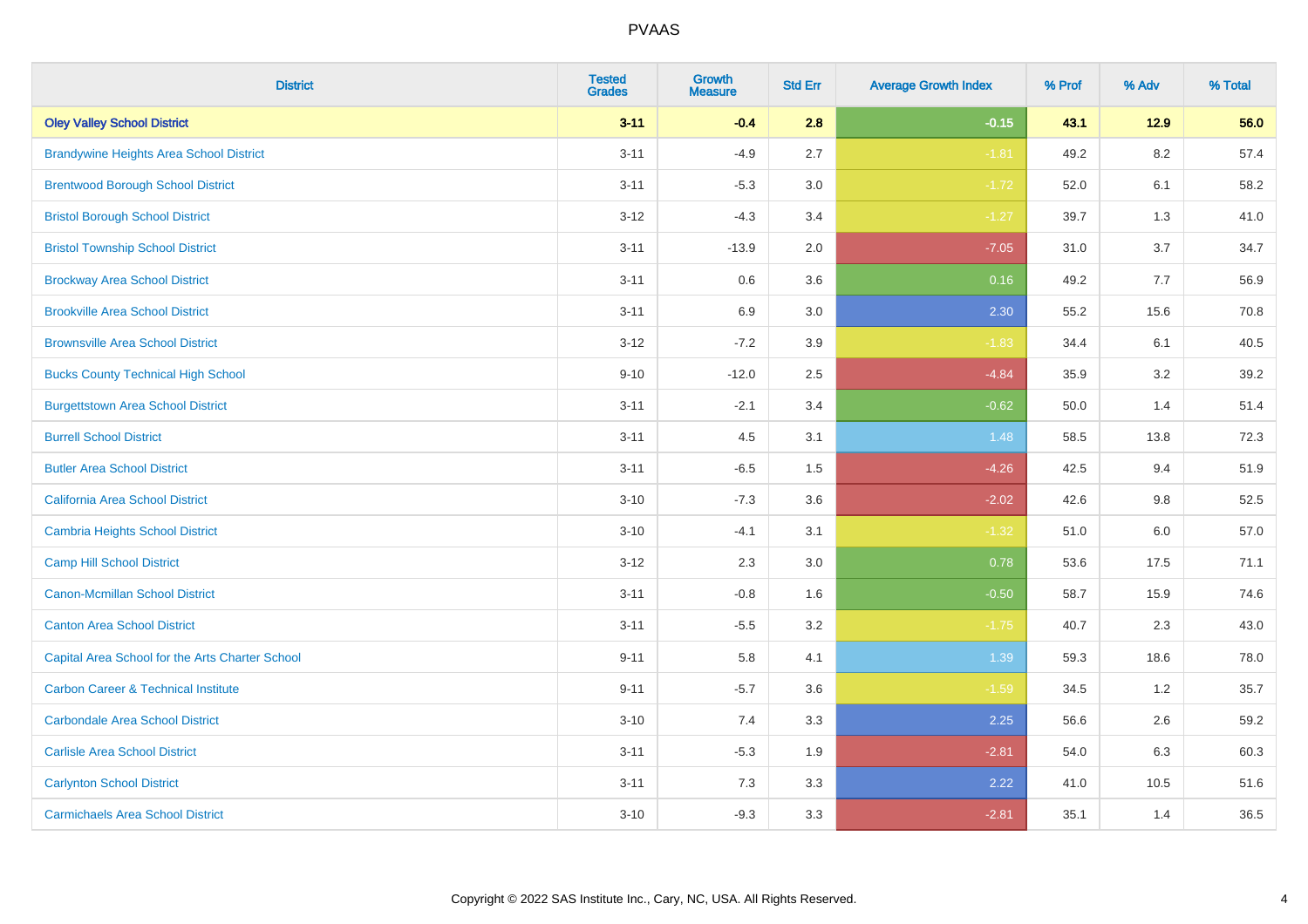| District | Tested Grades | Growth Measure | Std Err | Average Growth Index | % Prof | % Adv | % Total |
|---|---|---|---|---|---|---|---|
| **Oley Valley School District** | **3-11** | **-0.4** | **2.8** | **-0.15** | **43.1** | **12.9** | **56.0** |
| Brandywine Heights Area School District | 3-11 | -4.9 | 2.7 | -1.81 | 49.2 | 8.2 | 57.4 |
| Brentwood Borough School District | 3-11 | -5.3 | 3.0 | -1.72 | 52.0 | 6.1 | 58.2 |
| Bristol Borough School District | 3-12 | -4.3 | 3.4 | -1.27 | 39.7 | 1.3 | 41.0 |
| Bristol Township School District | 3-11 | -13.9 | 2.0 | -7.05 | 31.0 | 3.7 | 34.7 |
| Brockway Area School District | 3-11 | 0.6 | 3.6 | 0.16 | 49.2 | 7.7 | 56.9 |
| Brookville Area School District | 3-11 | 6.9 | 3.0 | 2.30 | 55.2 | 15.6 | 70.8 |
| Brownsville Area School District | 3-12 | -7.2 | 3.9 | -1.83 | 34.4 | 6.1 | 40.5 |
| Bucks County Technical High School | 9-10 | -12.0 | 2.5 | -4.84 | 35.9 | 3.2 | 39.2 |
| Burgettstown Area School District | 3-11 | -2.1 | 3.4 | -0.62 | 50.0 | 1.4 | 51.4 |
| Burrell School District | 3-11 | 4.5 | 3.1 | 1.48 | 58.5 | 13.8 | 72.3 |
| Butler Area School District | 3-11 | -6.5 | 1.5 | -4.26 | 42.5 | 9.4 | 51.9 |
| California Area School District | 3-10 | -7.3 | 3.6 | -2.02 | 42.6 | 9.8 | 52.5 |
| Cambria Heights School District | 3-10 | -4.1 | 3.1 | -1.32 | 51.0 | 6.0 | 57.0 |
| Camp Hill School District | 3-12 | 2.3 | 3.0 | 0.78 | 53.6 | 17.5 | 71.1 |
| Canon-Mcmillan School District | 3-11 | -0.8 | 1.6 | -0.50 | 58.7 | 15.9 | 74.6 |
| Canton Area School District | 3-11 | -5.5 | 3.2 | -1.75 | 40.7 | 2.3 | 43.0 |
| Capital Area School for the Arts Charter School | 9-11 | 5.8 | 4.1 | 1.39 | 59.3 | 18.6 | 78.0 |
| Carbon Career & Technical Institute | 9-11 | -5.7 | 3.6 | -1.59 | 34.5 | 1.2 | 35.7 |
| Carbondale Area School District | 3-10 | 7.4 | 3.3 | 2.25 | 56.6 | 2.6 | 59.2 |
| Carlisle Area School District | 3-11 | -5.3 | 1.9 | -2.81 | 54.0 | 6.3 | 60.3 |
| Carlynton School District | 3-11 | 7.3 | 3.3 | 2.22 | 41.0 | 10.5 | 51.6 |
| Carmichaels Area School District | 3-10 | -9.3 | 3.3 | -2.81 | 35.1 | 1.4 | 36.5 |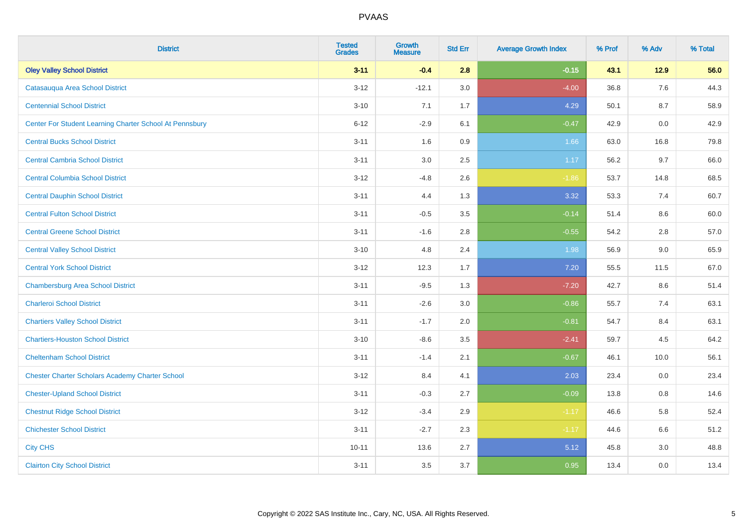| District | Tested Grades | Growth Measure | Std Err | Average Growth Index | % Prof | % Adv | % Total |
|---|---|---|---|---|---|---|---|
| **Oley Valley School District** | **3-11** | **-0.4** | **2.8** | **-0.15** | **43.1** | **12.9** | **56.0** |
| Catasauqua Area School District | 3-12 | -12.1 | 3.0 | -4.00 | 36.8 | 7.6 | 44.3 |
| Centennial School District | 3-10 | 7.1 | 1.7 | 4.29 | 50.1 | 8.7 | 58.9 |
| Center For Student Learning Charter School At Pennsbury | 6-12 | -2.9 | 6.1 | -0.47 | 42.9 | 0.0 | 42.9 |
| Central Bucks School District | 3-11 | 1.6 | 0.9 | 1.66 | 63.0 | 16.8 | 79.8 |
| Central Cambria School District | 3-11 | 3.0 | 2.5 | 1.17 | 56.2 | 9.7 | 66.0 |
| Central Columbia School District | 3-12 | -4.8 | 2.6 | -1.86 | 53.7 | 14.8 | 68.5 |
| Central Dauphin School District | 3-11 | 4.4 | 1.3 | 3.32 | 53.3 | 7.4 | 60.7 |
| Central Fulton School District | 3-11 | -0.5 | 3.5 | -0.14 | 51.4 | 8.6 | 60.0 |
| Central Greene School District | 3-11 | -1.6 | 2.8 | -0.55 | 54.2 | 2.8 | 57.0 |
| Central Valley School District | 3-10 | 4.8 | 2.4 | 1.98 | 56.9 | 9.0 | 65.9 |
| Central York School District | 3-12 | 12.3 | 1.7 | 7.20 | 55.5 | 11.5 | 67.0 |
| Chambersburg Area School District | 3-11 | -9.5 | 1.3 | -7.20 | 42.7 | 8.6 | 51.4 |
| Charleroi School District | 3-11 | -2.6 | 3.0 | -0.86 | 55.7 | 7.4 | 63.1 |
| Chartiers Valley School District | 3-11 | -1.7 | 2.0 | -0.81 | 54.7 | 8.4 | 63.1 |
| Chartiers-Houston School District | 3-10 | -8.6 | 3.5 | -2.41 | 59.7 | 4.5 | 64.2 |
| Cheltenham School District | 3-11 | -1.4 | 2.1 | -0.67 | 46.1 | 10.0 | 56.1 |
| Chester Charter Scholars Academy Charter School | 3-12 | 8.4 | 4.1 | 2.03 | 23.4 | 0.0 | 23.4 |
| Chester-Upland School District | 3-11 | -0.3 | 2.7 | -0.09 | 13.8 | 0.8 | 14.6 |
| Chestnut Ridge School District | 3-12 | -3.4 | 2.9 | -1.17 | 46.6 | 5.8 | 52.4 |
| Chichester School District | 3-11 | -2.7 | 2.3 | -1.17 | 44.6 | 6.6 | 51.2 |
| City CHS | 10-11 | 13.6 | 2.7 | 5.12 | 45.8 | 3.0 | 48.8 |
| Clairton City School District | 3-11 | 3.5 | 3.7 | 0.95 | 13.4 | 0.0 | 13.4 |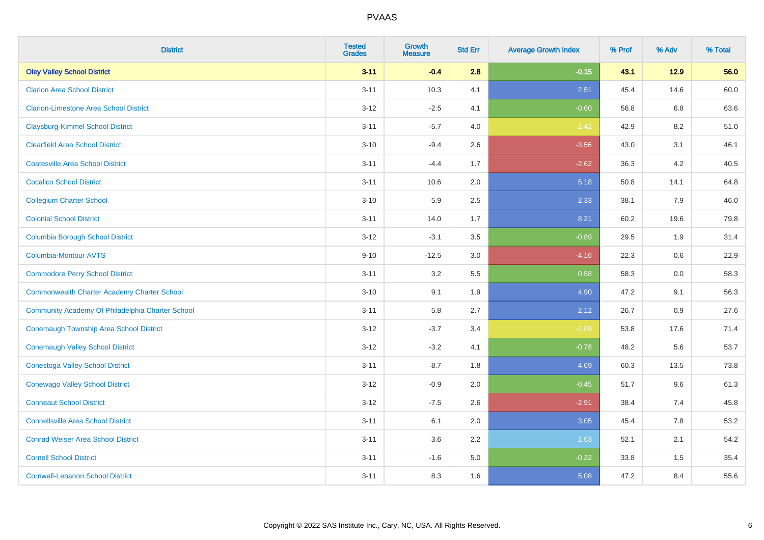| District | Tested Grades | Growth Measure | Std Err | Average Growth Index | % Prof | % Adv | % Total |
|---|---|---|---|---|---|---|---|
| **Oley Valley School District** | **3-11** | **-0.4** | **2.8** | **-0.15** | **43.1** | **12.9** | **56.0** |
| Clarion Area School District | 3-11 | 10.3 | 4.1 | 2.51 | 45.4 | 14.6 | 60.0 |
| Clarion-Limestone Area School District | 3-12 | -2.5 | 4.1 | -0.60 | 56.8 | 6.8 | 63.6 |
| Claysburg-Kimmel School District | 3-11 | -5.7 | 4.0 | -1.42 | 42.9 | 8.2 | 51.0 |
| Clearfield Area School District | 3-10 | -9.4 | 2.6 | -3.56 | 43.0 | 3.1 | 46.1 |
| Coatesville Area School District | 3-11 | -4.4 | 1.7 | -2.62 | 36.3 | 4.2 | 40.5 |
| Cocalico School District | 3-11 | 10.6 | 2.0 | 5.18 | 50.8 | 14.1 | 64.8 |
| Collegium Charter School | 3-10 | 5.9 | 2.5 | 2.33 | 38.1 | 7.9 | 46.0 |
| Colonial School District | 3-11 | 14.0 | 1.7 | 8.21 | 60.2 | 19.6 | 79.8 |
| Columbia Borough School District | 3-12 | -3.1 | 3.5 | -0.89 | 29.5 | 1.9 | 31.4 |
| Columbia-Montour AVTS | 9-10 | -12.5 | 3.0 | -4.16 | 22.3 | 0.6 | 22.9 |
| Commodore Perry School District | 3-11 | 3.2 | 5.5 | 0.58 | 58.3 | 0.0 | 58.3 |
| Commonwealth Charter Academy Charter School | 3-10 | 9.1 | 1.9 | 4.90 | 47.2 | 9.1 | 56.3 |
| Community Academy Of Philadelphia Charter School | 3-11 | 5.8 | 2.7 | 2.12 | 26.7 | 0.9 | 27.6 |
| Conemaugh Township Area School District | 3-12 | -3.7 | 3.4 | -1.09 | 53.8 | 17.6 | 71.4 |
| Conemaugh Valley School District | 3-12 | -3.2 | 4.1 | -0.78 | 48.2 | 5.6 | 53.7 |
| Conestoga Valley School District | 3-11 | 8.7 | 1.8 | 4.69 | 60.3 | 13.5 | 73.8 |
| Conewago Valley School District | 3-12 | -0.9 | 2.0 | -0.45 | 51.7 | 9.6 | 61.3 |
| Conneaut School District | 3-12 | -7.5 | 2.6 | -2.91 | 38.4 | 7.4 | 45.8 |
| Connellsville Area School District | 3-11 | 6.1 | 2.0 | 3.05 | 45.4 | 7.8 | 53.2 |
| Conrad Weiser Area School District | 3-11 | 3.6 | 2.2 | 1.63 | 52.1 | 2.1 | 54.2 |
| Cornell School District | 3-11 | -1.6 | 5.0 | -0.32 | 33.8 | 1.5 | 35.4 |
| Cornwall-Lebanon School District | 3-11 | 8.3 | 1.6 | 5.08 | 47.2 | 8.4 | 55.6 |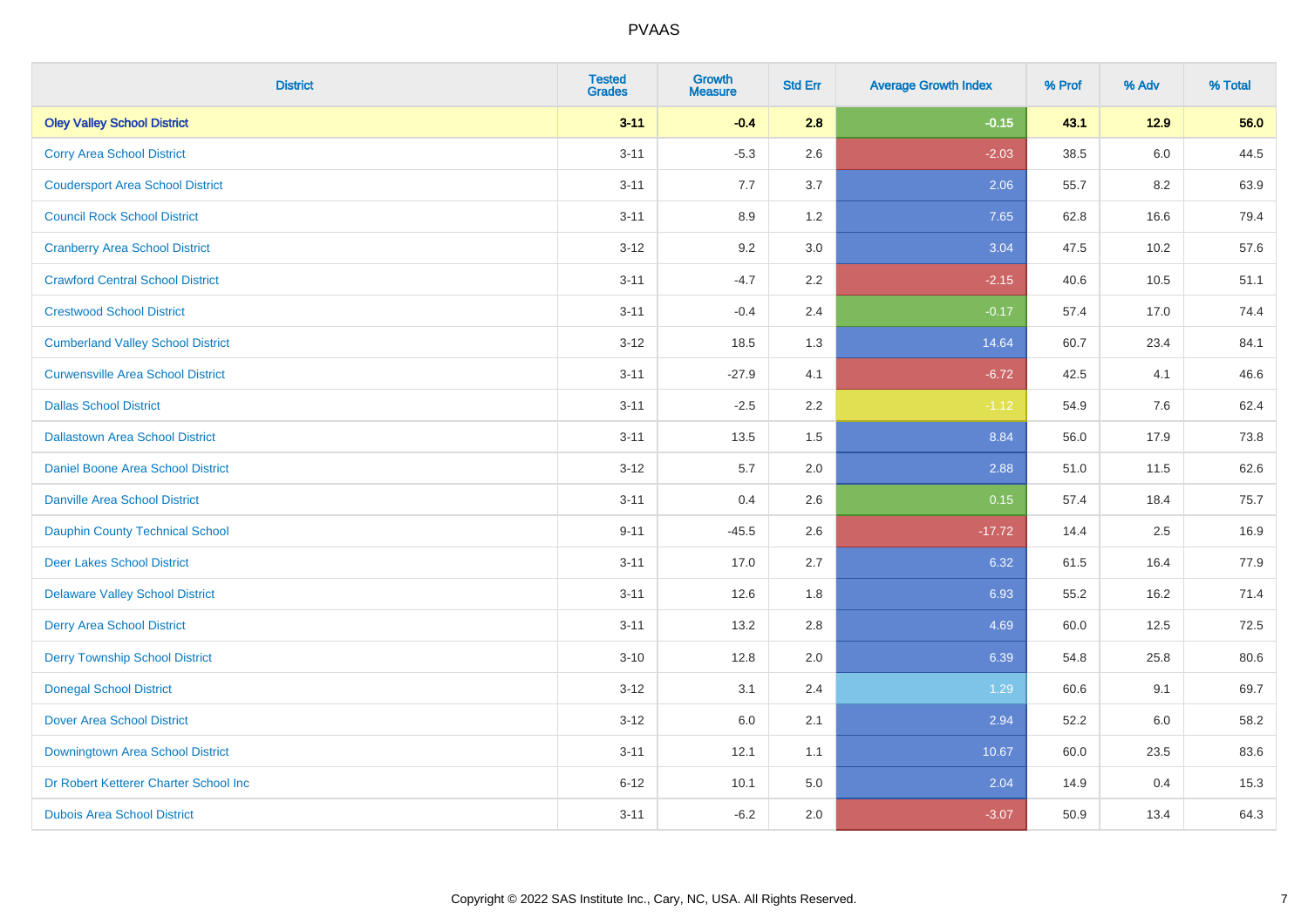# PVAAS

| District | Tested Grades | Growth Measure | Std Err | Average Growth Index | % Prof | % Adv | % Total |
|---|---|---|---|---|---|---|---|
| **Oley Valley School District** | **3-11** | **-0.4** | **2.8** | **-0.15** | **43.1** | **12.9** | **56.0** |
| Corry Area School District | 3-11 | -5.3 | 2.6 | -2.03 | 38.5 | 6.0 | 44.5 |
| Coudersport Area School District | 3-11 | 7.7 | 3.7 | 2.06 | 55.7 | 8.2 | 63.9 |
| Council Rock School District | 3-11 | 8.9 | 1.2 | 7.65 | 62.8 | 16.6 | 79.4 |
| Cranberry Area School District | 3-12 | 9.2 | 3.0 | 3.04 | 47.5 | 10.2 | 57.6 |
| Crawford Central School District | 3-11 | -4.7 | 2.2 | -2.15 | 40.6 | 10.5 | 51.1 |
| Crestwood School District | 3-11 | -0.4 | 2.4 | -0.17 | 57.4 | 17.0 | 74.4 |
| Cumberland Valley School District | 3-12 | 18.5 | 1.3 | 14.64 | 60.7 | 23.4 | 84.1 |
| Curwensville Area School District | 3-11 | -27.9 | 4.1 | -6.72 | 42.5 | 4.1 | 46.6 |
| Dallas School District | 3-11 | -2.5 | 2.2 | -1.12 | 54.9 | 7.6 | 62.4 |
| Dallastown Area School District | 3-11 | 13.5 | 1.5 | 8.84 | 56.0 | 17.9 | 73.8 |
| Daniel Boone Area School District | 3-12 | 5.7 | 2.0 | 2.88 | 51.0 | 11.5 | 62.6 |
| Danville Area School District | 3-11 | 0.4 | 2.6 | 0.15 | 57.4 | 18.4 | 75.7 |
| Dauphin County Technical School | 9-11 | -45.5 | 2.6 | -17.72 | 14.4 | 2.5 | 16.9 |
| Deer Lakes School District | 3-11 | 17.0 | 2.7 | 6.32 | 61.5 | 16.4 | 77.9 |
| Delaware Valley School District | 3-11 | 12.6 | 1.8 | 6.93 | 55.2 | 16.2 | 71.4 |
| Derry Area School District | 3-11 | 13.2 | 2.8 | 4.69 | 60.0 | 12.5 | 72.5 |
| Derry Township School District | 3-10 | 12.8 | 2.0 | 6.39 | 54.8 | 25.8 | 80.6 |
| Donegal School District | 3-12 | 3.1 | 2.4 | 1.29 | 60.6 | 9.1 | 69.7 |
| Dover Area School District | 3-12 | 6.0 | 2.1 | 2.94 | 52.2 | 6.0 | 58.2 |
| Downingtown Area School District | 3-11 | 12.1 | 1.1 | 10.67 | 60.0 | 23.5 | 83.6 |
| Dr Robert Ketterer Charter School Inc | 6-12 | 10.1 | 5.0 | 2.04 | 14.9 | 0.4 | 15.3 |
| Dubois Area School District | 3-11 | -6.2 | 2.0 | -3.07 | 50.9 | 13.4 | 64.3 |

Copyright © 2022 SAS Institute Inc., Cary, NC, USA. All Rights Reserved.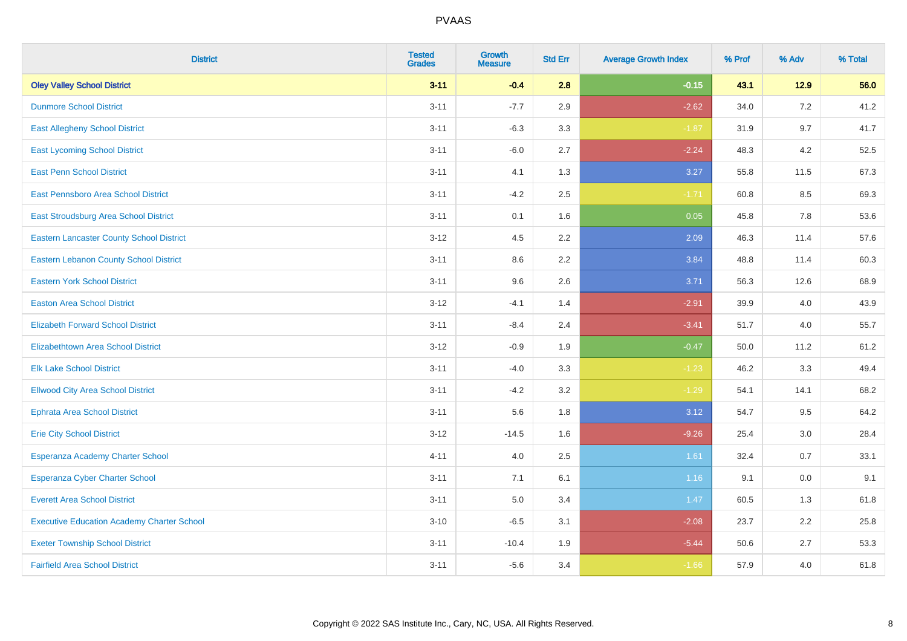| District | Tested Grades | Growth Measure | Std Err | Average Growth Index | % Prof | % Adv | % Total |
|---|---|---|---|---|---|---|---|
| **Oley Valley School District** | **3-11** | **-0.4** | **2.8** | **-0.15** | **43.1** | **12.9** | **56.0** |
| Dunmore School District | 3-11 | -7.7 | 2.9 | -2.62 | 34.0 | 7.2 | 41.2 |
| East Allegheny School District | 3-11 | -6.3 | 3.3 | -1.87 | 31.9 | 9.7 | 41.7 |
| East Lycoming School District | 3-11 | -6.0 | 2.7 | -2.24 | 48.3 | 4.2 | 52.5 |
| East Penn School District | 3-11 | 4.1 | 1.3 | 3.27 | 55.8 | 11.5 | 67.3 |
| East Pennsboro Area School District | 3-11 | -4.2 | 2.5 | -1.71 | 60.8 | 8.5 | 69.3 |
| East Stroudsburg Area School District | 3-11 | 0.1 | 1.6 | 0.05 | 45.8 | 7.8 | 53.6 |
| Eastern Lancaster County School District | 3-12 | 4.5 | 2.2 | 2.09 | 46.3 | 11.4 | 57.6 |
| Eastern Lebanon County School District | 3-11 | 8.6 | 2.2 | 3.84 | 48.8 | 11.4 | 60.3 |
| Eastern York School District | 3-11 | 9.6 | 2.6 | 3.71 | 56.3 | 12.6 | 68.9 |
| Easton Area School District | 3-12 | -4.1 | 1.4 | -2.91 | 39.9 | 4.0 | 43.9 |
| Elizabeth Forward School District | 3-11 | -8.4 | 2.4 | -3.41 | 51.7 | 4.0 | 55.7 |
| Elizabethtown Area School District | 3-12 | -0.9 | 1.9 | -0.47 | 50.0 | 11.2 | 61.2 |
| Elk Lake School District | 3-11 | -4.0 | 3.3 | -1.23 | 46.2 | 3.3 | 49.4 |
| Ellwood City Area School District | 3-11 | -4.2 | 3.2 | -1.29 | 54.1 | 14.1 | 68.2 |
| Ephrata Area School District | 3-11 | 5.6 | 1.8 | 3.12 | 54.7 | 9.5 | 64.2 |
| Erie City School District | 3-12 | -14.5 | 1.6 | -9.26 | 25.4 | 3.0 | 28.4 |
| Esperanza Academy Charter School | 4-11 | 4.0 | 2.5 | 1.61 | 32.4 | 0.7 | 33.1 |
| Esperanza Cyber Charter School | 3-11 | 7.1 | 6.1 | 1.16 | 9.1 | 0.0 | 9.1 |
| Everett Area School District | 3-11 | 5.0 | 3.4 | 1.47 | 60.5 | 1.3 | 61.8 |
| Executive Education Academy Charter School | 3-10 | -6.5 | 3.1 | -2.08 | 23.7 | 2.2 | 25.8 |
| Exeter Township School District | 3-11 | -10.4 | 1.9 | -5.44 | 50.6 | 2.7 | 53.3 |
| Fairfield Area School District | 3-11 | -5.6 | 3.4 | -1.66 | 57.9 | 4.0 | 61.8 |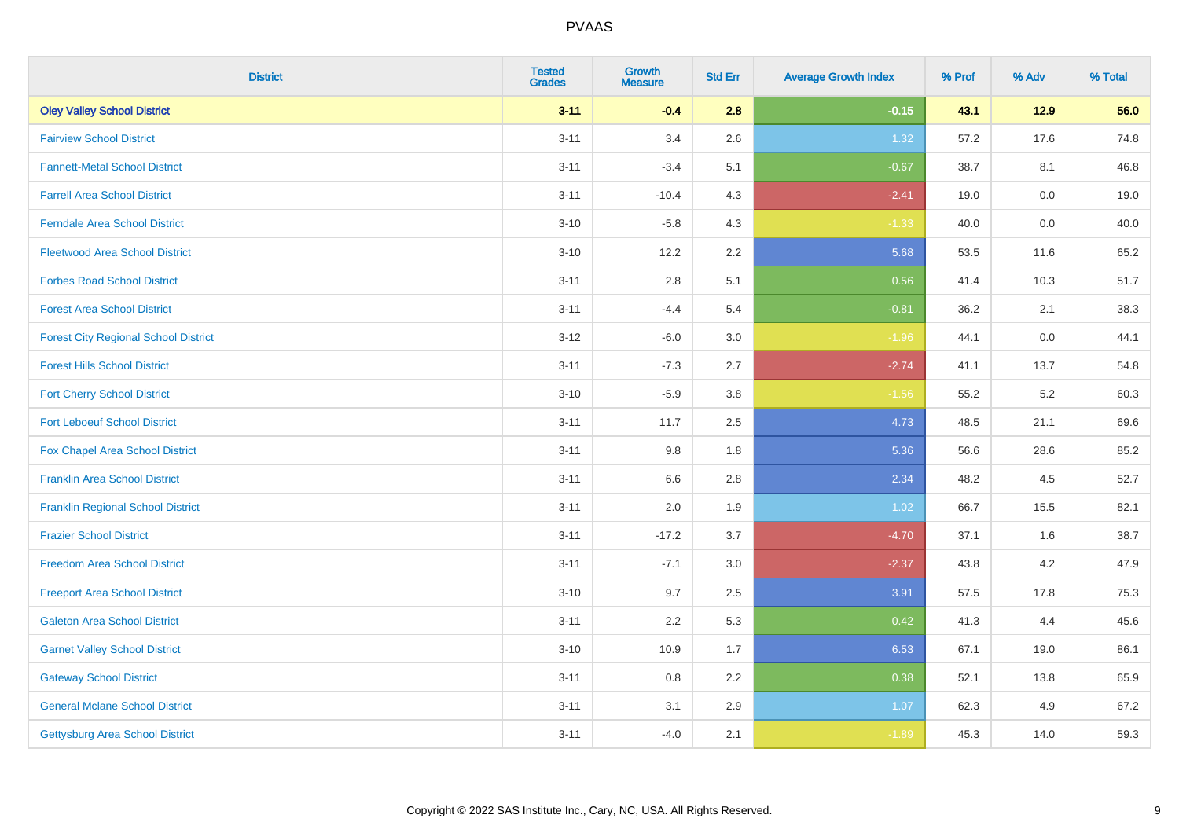# PVAAS

| District | Tested Grades | Growth Measure | Std Err | Average Growth Index | % Prof | % Adv | % Total |
|---|---|---|---|---|---|---|---|
| **Oley Valley School District** | **3-11** | **-0.4** | **2.8** | **-0.15** | **43.1** | **12.9** | **56.0** |
| Fairview School District | 3-11 | 3.4 | 2.6 | 1.32 | 57.2 | 17.6 | 74.8 |
| Fannett-Metal School District | 3-11 | -3.4 | 5.1 | -0.67 | 38.7 | 8.1 | 46.8 |
| Farrell Area School District | 3-11 | -10.4 | 4.3 | -2.41 | 19.0 | 0.0 | 19.0 |
| Ferndale Area School District | 3-10 | -5.8 | 4.3 | -1.33 | 40.0 | 0.0 | 40.0 |
| Fleetwood Area School District | 3-10 | 12.2 | 2.2 | 5.68 | 53.5 | 11.6 | 65.2 |
| Forbes Road School District | 3-11 | 2.8 | 5.1 | 0.56 | 41.4 | 10.3 | 51.7 |
| Forest Area School District | 3-11 | -4.4 | 5.4 | -0.81 | 36.2 | 2.1 | 38.3 |
| Forest City Regional School District | 3-12 | -6.0 | 3.0 | -1.96 | 44.1 | 0.0 | 44.1 |
| Forest Hills School District | 3-11 | -7.3 | 2.7 | -2.74 | 41.1 | 13.7 | 54.8 |
| Fort Cherry School District | 3-10 | -5.9 | 3.8 | -1.56 | 55.2 | 5.2 | 60.3 |
| Fort Leboeuf School District | 3-11 | 11.7 | 2.5 | 4.73 | 48.5 | 21.1 | 69.6 |
| Fox Chapel Area School District | 3-11 | 9.8 | 1.8 | 5.36 | 56.6 | 28.6 | 85.2 |
| Franklin Area School District | 3-11 | 6.6 | 2.8 | 2.34 | 48.2 | 4.5 | 52.7 |
| Franklin Regional School District | 3-11 | 2.0 | 1.9 | 1.02 | 66.7 | 15.5 | 82.1 |
| Frazier School District | 3-11 | -17.2 | 3.7 | -4.70 | 37.1 | 1.6 | 38.7 |
| Freedom Area School District | 3-11 | -7.1 | 3.0 | -2.37 | 43.8 | 4.2 | 47.9 |
| Freeport Area School District | 3-10 | 9.7 | 2.5 | 3.91 | 57.5 | 17.8 | 75.3 |
| Galeton Area School District | 3-11 | 2.2 | 5.3 | 0.42 | 41.3 | 4.4 | 45.6 |
| Garnet Valley School District | 3-10 | 10.9 | 1.7 | 6.53 | 67.1 | 19.0 | 86.1 |
| Gateway School District | 3-11 | 0.8 | 2.2 | 0.38 | 52.1 | 13.8 | 65.9 |
| General Mclane School District | 3-11 | 3.1 | 2.9 | 1.07 | 62.3 | 4.9 | 67.2 |
| Gettysburg Area School District | 3-11 | -4.0 | 2.1 | -1.89 | 45.3 | 14.0 | 59.3 |

Copyright © 2022 SAS Institute Inc., Cary, NC, USA. All Rights Reserved.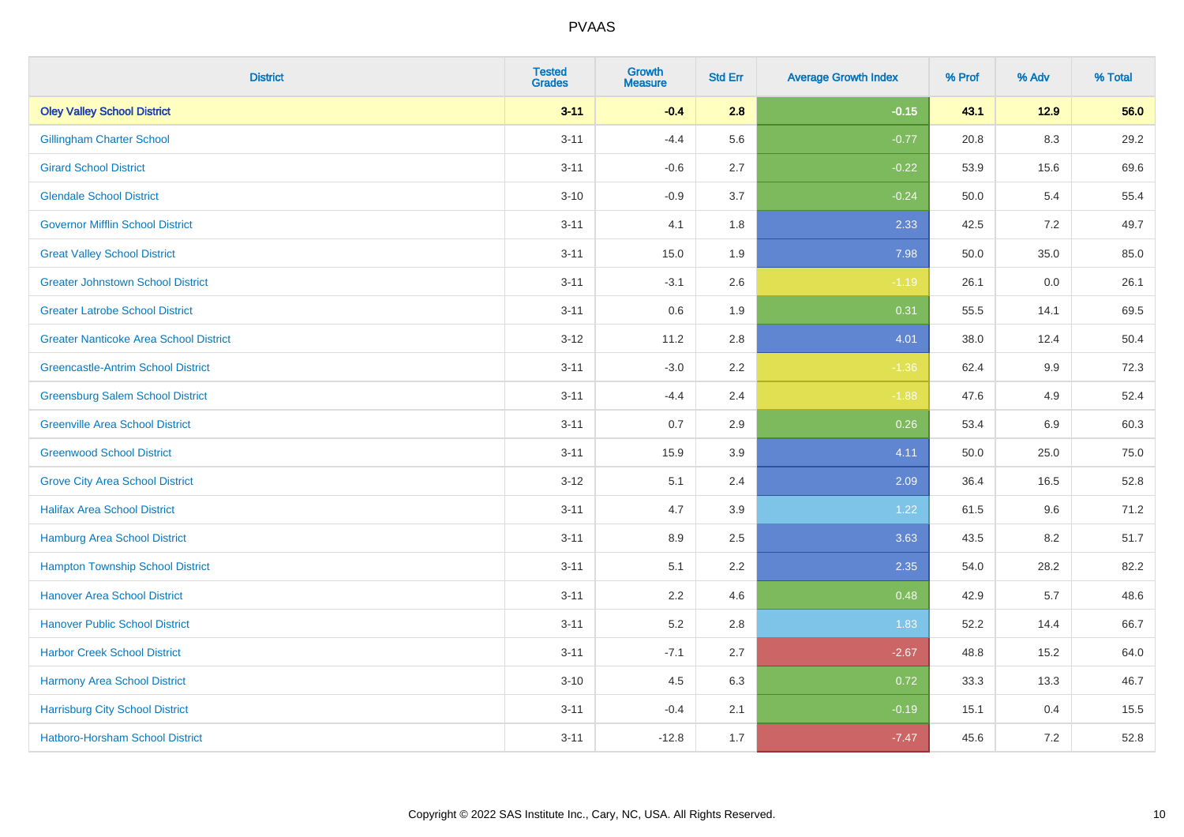| District | Tested Grades | Growth Measure | Std Err | Average Growth Index | % Prof | % Adv | % Total |
|---|---|---|---|---|---|---|---|
| **Oley Valley School District** | **3-11** | **-0.4** | **2.8** | **-0.15** | **43.1** | **12.9** | **56.0** |
| Gillingham Charter School | 3-11 | -4.4 | 5.6 | -0.77 | 20.8 | 8.3 | 29.2 |
| Girard School District | 3-11 | -0.6 | 2.7 | -0.22 | 53.9 | 15.6 | 69.6 |
| Glendale School District | 3-10 | -0.9 | 3.7 | -0.24 | 50.0 | 5.4 | 55.4 |
| Governor Mifflin School District | 3-11 | 4.1 | 1.8 | 2.33 | 42.5 | 7.2 | 49.7 |
| Great Valley School District | 3-11 | 15.0 | 1.9 | 7.98 | 50.0 | 35.0 | 85.0 |
| Greater Johnstown School District | 3-11 | -3.1 | 2.6 | -1.19 | 26.1 | 0.0 | 26.1 |
| Greater Latrobe School District | 3-11 | 0.6 | 1.9 | 0.31 | 55.5 | 14.1 | 69.5 |
| Greater Nanticoke Area School District | 3-12 | 11.2 | 2.8 | 4.01 | 38.0 | 12.4 | 50.4 |
| Greencastle-Antrim School District | 3-11 | -3.0 | 2.2 | -1.36 | 62.4 | 9.9 | 72.3 |
| Greensburg Salem School District | 3-11 | -4.4 | 2.4 | -1.88 | 47.6 | 4.9 | 52.4 |
| Greenville Area School District | 3-11 | 0.7 | 2.9 | 0.26 | 53.4 | 6.9 | 60.3 |
| Greenwood School District | 3-11 | 15.9 | 3.9 | 4.11 | 50.0 | 25.0 | 75.0 |
| Grove City Area School District | 3-12 | 5.1 | 2.4 | 2.09 | 36.4 | 16.5 | 52.8 |
| Halifax Area School District | 3-11 | 4.7 | 3.9 | 1.22 | 61.5 | 9.6 | 71.2 |
| Hamburg Area School District | 3-11 | 8.9 | 2.5 | 3.63 | 43.5 | 8.2 | 51.7 |
| Hampton Township School District | 3-11 | 5.1 | 2.2 | 2.35 | 54.0 | 28.2 | 82.2 |
| Hanover Area School District | 3-11 | 2.2 | 4.6 | 0.48 | 42.9 | 5.7 | 48.6 |
| Hanover Public School District | 3-11 | 5.2 | 2.8 | 1.83 | 52.2 | 14.4 | 66.7 |
| Harbor Creek School District | 3-11 | -7.1 | 2.7 | -2.67 | 48.8 | 15.2 | 64.0 |
| Harmony Area School District | 3-10 | 4.5 | 6.3 | 0.72 | 33.3 | 13.3 | 46.7 |
| Harrisburg City School District | 3-11 | -0.4 | 2.1 | -0.19 | 15.1 | 0.4 | 15.5 |
| Hatboro-Horsham School District | 3-11 | -12.8 | 1.7 | -7.47 | 45.6 | 7.2 | 52.8 |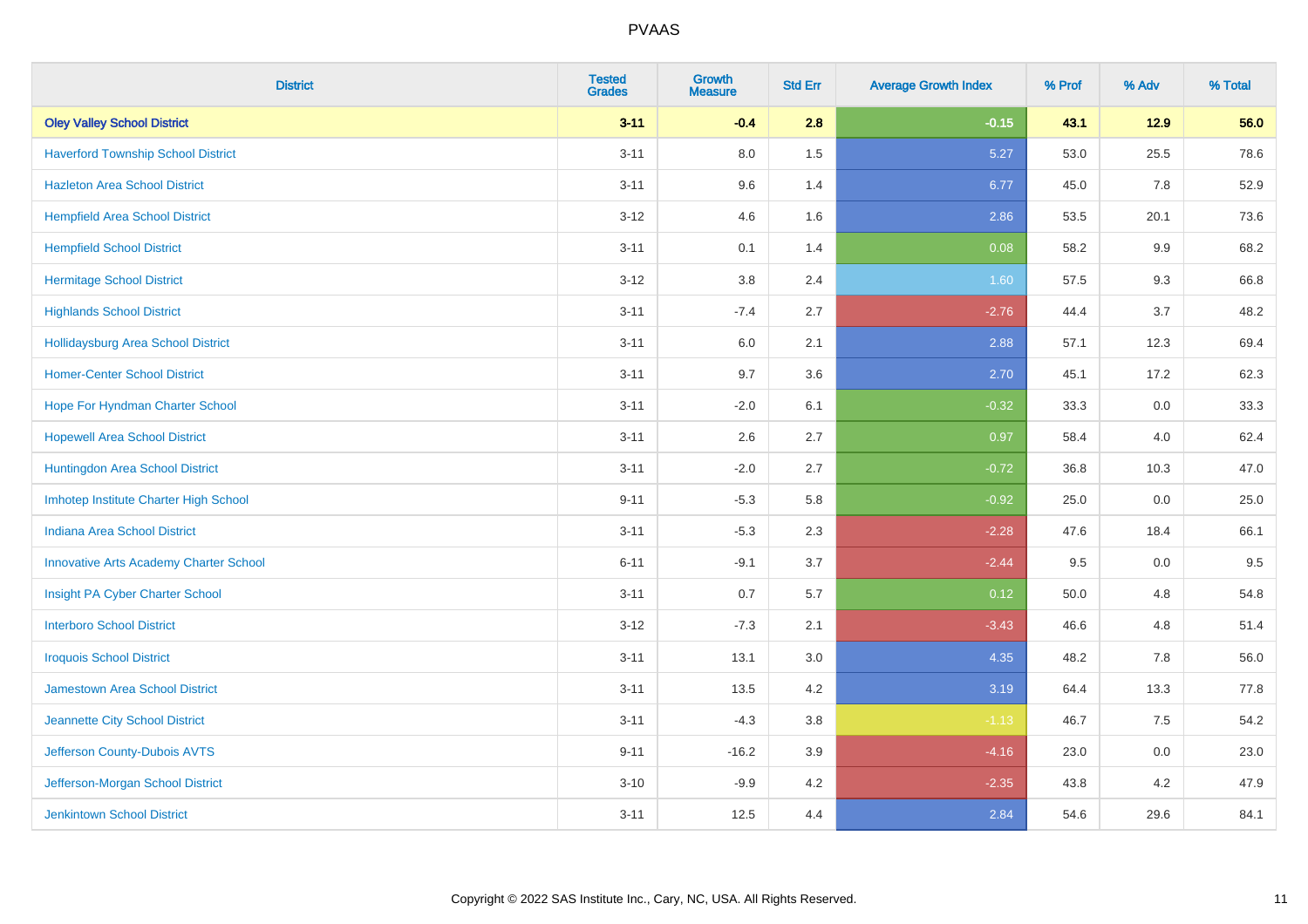| District | Tested Grades | Growth Measure | Std Err | Average Growth Index | % Prof | % Adv | % Total |
|---|---|---|---|---|---|---|---|
| **Oley Valley School District** | **3-11** | **-0.4** | **2.8** | **-0.15** | **43.1** | **12.9** | **56.0** |
| Haverford Township School District | 3-11 | 8.0 | 1.5 | 5.27 | 53.0 | 25.5 | 78.6 |
| Hazleton Area School District | 3-11 | 9.6 | 1.4 | 6.77 | 45.0 | 7.8 | 52.9 |
| Hempfield Area School District | 3-12 | 4.6 | 1.6 | 2.86 | 53.5 | 20.1 | 73.6 |
| Hempfield School District | 3-11 | 0.1 | 1.4 | 0.08 | 58.2 | 9.9 | 68.2 |
| Hermitage School District | 3-12 | 3.8 | 2.4 | 1.60 | 57.5 | 9.3 | 66.8 |
| Highlands School District | 3-11 | -7.4 | 2.7 | -2.76 | 44.4 | 3.7 | 48.2 |
| Hollidaysburg Area School District | 3-11 | 6.0 | 2.1 | 2.88 | 57.1 | 12.3 | 69.4 |
| Homer-Center School District | 3-11 | 9.7 | 3.6 | 2.70 | 45.1 | 17.2 | 62.3 |
| Hope For Hyndman Charter School | 3-11 | -2.0 | 6.1 | -0.32 | 33.3 | 0.0 | 33.3 |
| Hopewell Area School District | 3-11 | 2.6 | 2.7 | 0.97 | 58.4 | 4.0 | 62.4 |
| Huntingdon Area School District | 3-11 | -2.0 | 2.7 | -0.72 | 36.8 | 10.3 | 47.0 |
| Imhotep Institute Charter High School | 9-11 | -5.3 | 5.8 | -0.92 | 25.0 | 0.0 | 25.0 |
| Indiana Area School District | 3-11 | -5.3 | 2.3 | -2.28 | 47.6 | 18.4 | 66.1 |
| Innovative Arts Academy Charter School | 6-11 | -9.1 | 3.7 | -2.44 | 9.5 | 0.0 | 9.5 |
| Insight PA Cyber Charter School | 3-11 | 0.7 | 5.7 | 0.12 | 50.0 | 4.8 | 54.8 |
| Interboro School District | 3-12 | -7.3 | 2.1 | -3.43 | 46.6 | 4.8 | 51.4 |
| Iroquois School District | 3-11 | 13.1 | 3.0 | 4.35 | 48.2 | 7.8 | 56.0 |
| Jamestown Area School District | 3-11 | 13.5 | 4.2 | 3.19 | 64.4 | 13.3 | 77.8 |
| Jeannette City School District | 3-11 | -4.3 | 3.8 | -1.13 | 46.7 | 7.5 | 54.2 |
| Jefferson County-Dubois AVTS | 9-11 | -16.2 | 3.9 | -4.16 | 23.0 | 0.0 | 23.0 |
| Jefferson-Morgan School District | 3-10 | -9.9 | 4.2 | -2.35 | 43.8 | 4.2 | 47.9 |
| Jenkintown School District | 3-11 | 12.5 | 4.4 | 2.84 | 54.6 | 29.6 | 84.1 |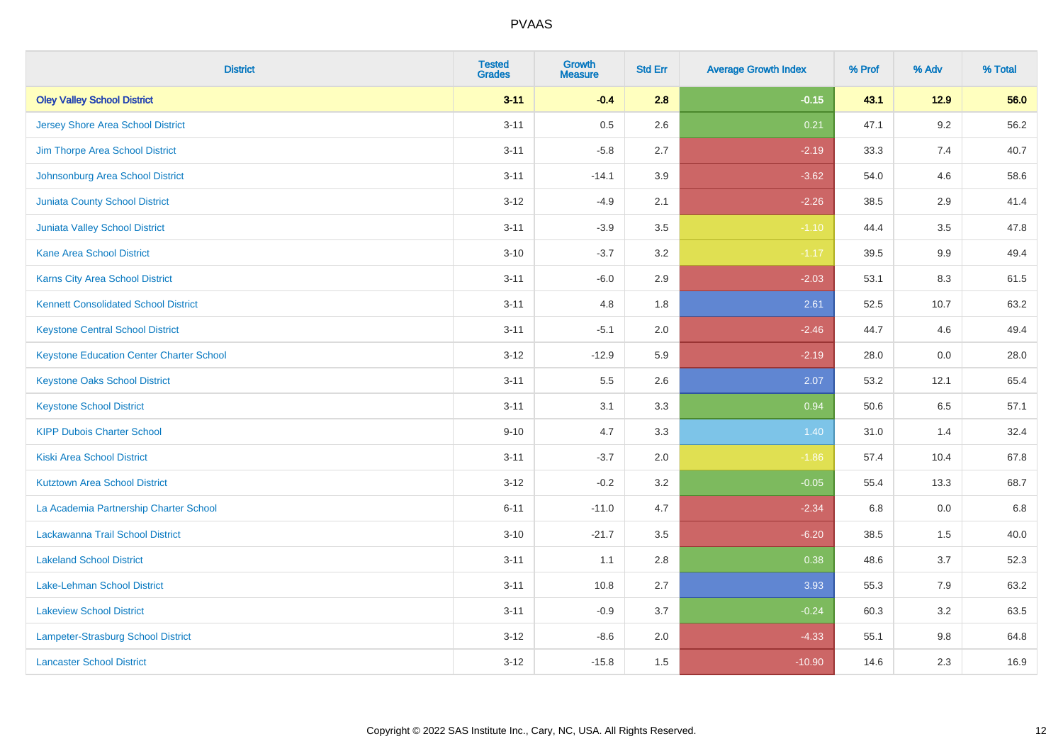| District | Tested Grades | Growth Measure | Std Err | Average Growth Index | % Prof | % Adv | % Total |
|---|---|---|---|---|---|---|---|
| **Oley Valley School District** | **3-11** | **-0.4** | **2.8** | **-0.15** | **43.1** | **12.9** | **56.0** |
| Jersey Shore Area School District | 3-11 | 0.5 | 2.6 | 0.21 | 47.1 | 9.2 | 56.2 |
| Jim Thorpe Area School District | 3-11 | -5.8 | 2.7 | -2.19 | 33.3 | 7.4 | 40.7 |
| Johnsonburg Area School District | 3-11 | -14.1 | 3.9 | -3.62 | 54.0 | 4.6 | 58.6 |
| Juniata County School District | 3-12 | -4.9 | 2.1 | -2.26 | 38.5 | 2.9 | 41.4 |
| Juniata Valley School District | 3-11 | -3.9 | 3.5 | -1.10 | 44.4 | 3.5 | 47.8 |
| Kane Area School District | 3-10 | -3.7 | 3.2 | -1.17 | 39.5 | 9.9 | 49.4 |
| Karns City Area School District | 3-11 | -6.0 | 2.9 | -2.03 | 53.1 | 8.3 | 61.5 |
| Kennett Consolidated School District | 3-11 | 4.8 | 1.8 | 2.61 | 52.5 | 10.7 | 63.2 |
| Keystone Central School District | 3-11 | -5.1 | 2.0 | -2.46 | 44.7 | 4.6 | 49.4 |
| Keystone Education Center Charter School | 3-12 | -12.9 | 5.9 | -2.19 | 28.0 | 0.0 | 28.0 |
| Keystone Oaks School District | 3-11 | 5.5 | 2.6 | 2.07 | 53.2 | 12.1 | 65.4 |
| Keystone School District | 3-11 | 3.1 | 3.3 | 0.94 | 50.6 | 6.5 | 57.1 |
| KIPP Dubois Charter School | 9-10 | 4.7 | 3.3 | 1.40 | 31.0 | 1.4 | 32.4 |
| Kiski Area School District | 3-11 | -3.7 | 2.0 | -1.86 | 57.4 | 10.4 | 67.8 |
| Kutztown Area School District | 3-12 | -0.2 | 3.2 | -0.05 | 55.4 | 13.3 | 68.7 |
| La Academia Partnership Charter School | 6-11 | -11.0 | 4.7 | -2.34 | 6.8 | 0.0 | 6.8 |
| Lackawanna Trail School District | 3-10 | -21.7 | 3.5 | -6.20 | 38.5 | 1.5 | 40.0 |
| Lakeland School District | 3-11 | 1.1 | 2.8 | 0.38 | 48.6 | 3.7 | 52.3 |
| Lake-Lehman School District | 3-11 | 10.8 | 2.7 | 3.93 | 55.3 | 7.9 | 63.2 |
| Lakeview School District | 3-11 | -0.9 | 3.7 | -0.24 | 60.3 | 3.2 | 63.5 |
| Lampeter-Strasburg School District | 3-12 | -8.6 | 2.0 | -4.33 | 55.1 | 9.8 | 64.8 |
| Lancaster School District | 3-12 | -15.8 | 1.5 | -10.90 | 14.6 | 2.3 | 16.9 |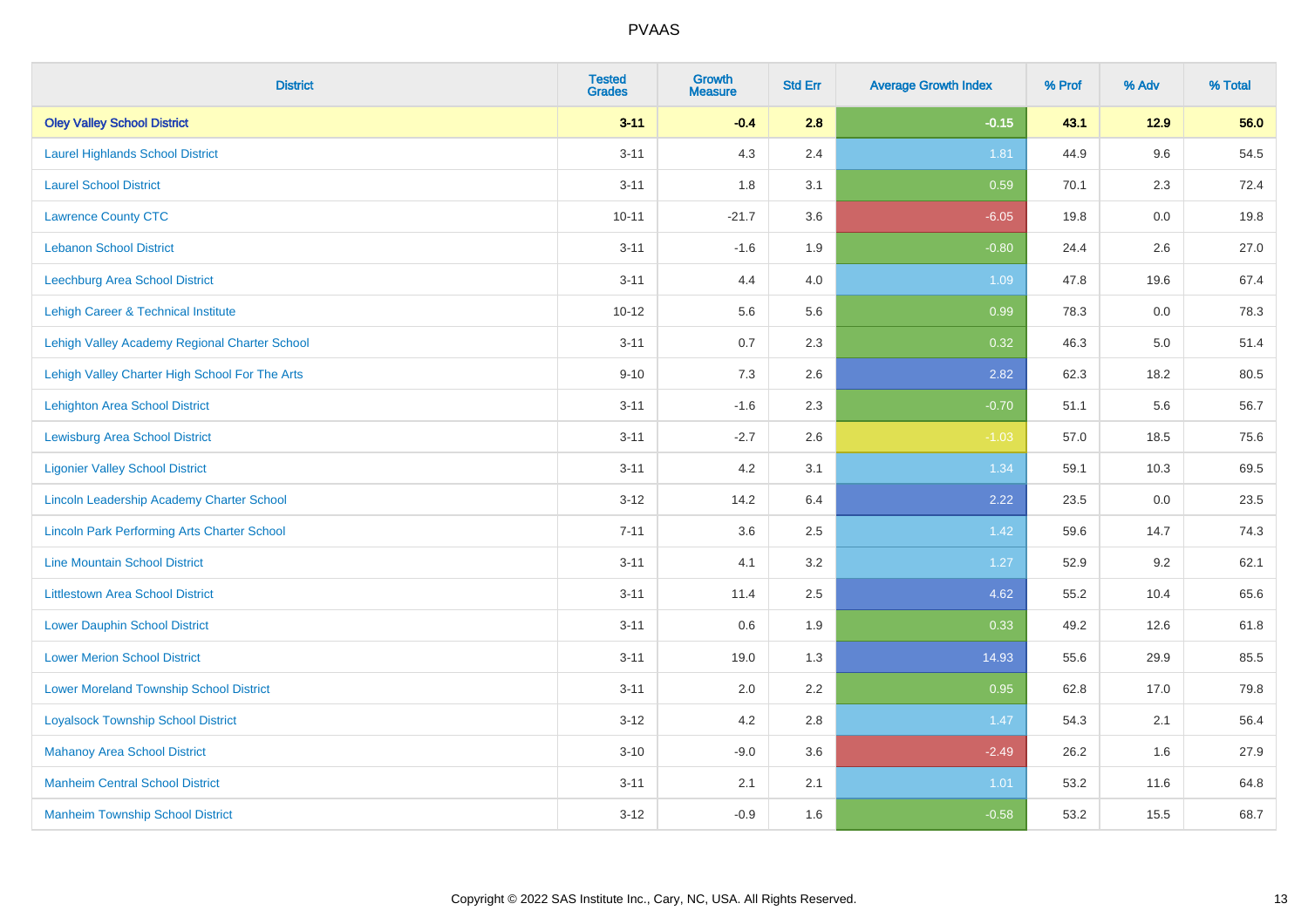# PVAAS

| District | Tested Grades | Growth Measure | Std Err | Average Growth Index | % Prof | % Adv | % Total |
|---|---|---|---|---|---|---|---|
| **Oley Valley School District** | **3-11** | **-0.4** | **2.8** | **-0.15** | **43.1** | **12.9** | **56.0** |
| Laurel Highlands School District | 3-11 | 4.3 | 2.4 | 1.81 | 44.9 | 9.6 | 54.5 |
| Laurel School District | 3-11 | 1.8 | 3.1 | 0.59 | 70.1 | 2.3 | 72.4 |
| Lawrence County CTC | 10-11 | -21.7 | 3.6 | -6.05 | 19.8 | 0.0 | 19.8 |
| Lebanon School District | 3-11 | -1.6 | 1.9 | -0.80 | 24.4 | 2.6 | 27.0 |
| Leechburg Area School District | 3-11 | 4.4 | 4.0 | 1.09 | 47.8 | 19.6 | 67.4 |
| Lehigh Career & Technical Institute | 10-12 | 5.6 | 5.6 | 0.99 | 78.3 | 0.0 | 78.3 |
| Lehigh Valley Academy Regional Charter School | 3-11 | 0.7 | 2.3 | 0.32 | 46.3 | 5.0 | 51.4 |
| Lehigh Valley Charter High School For The Arts | 9-10 | 7.3 | 2.6 | 2.82 | 62.3 | 18.2 | 80.5 |
| Lehighton Area School District | 3-11 | -1.6 | 2.3 | -0.70 | 51.1 | 5.6 | 56.7 |
| Lewisburg Area School District | 3-11 | -2.7 | 2.6 | -1.03 | 57.0 | 18.5 | 75.6 |
| Ligonier Valley School District | 3-11 | 4.2 | 3.1 | 1.34 | 59.1 | 10.3 | 69.5 |
| Lincoln Leadership Academy Charter School | 3-12 | 14.2 | 6.4 | 2.22 | 23.5 | 0.0 | 23.5 |
| Lincoln Park Performing Arts Charter School | 7-11 | 3.6 | 2.5 | 1.42 | 59.6 | 14.7 | 74.3 |
| Line Mountain School District | 3-11 | 4.1 | 3.2 | 1.27 | 52.9 | 9.2 | 62.1 |
| Littlestown Area School District | 3-11 | 11.4 | 2.5 | 4.62 | 55.2 | 10.4 | 65.6 |
| Lower Dauphin School District | 3-11 | 0.6 | 1.9 | 0.33 | 49.2 | 12.6 | 61.8 |
| Lower Merion School District | 3-11 | 19.0 | 1.3 | 14.93 | 55.6 | 29.9 | 85.5 |
| Lower Moreland Township School District | 3-11 | 2.0 | 2.2 | 0.95 | 62.8 | 17.0 | 79.8 |
| Loyalsock Township School District | 3-12 | 4.2 | 2.8 | 1.47 | 54.3 | 2.1 | 56.4 |
| Mahanoy Area School District | 3-10 | -9.0 | 3.6 | -2.49 | 26.2 | 1.6 | 27.9 |
| Manheim Central School District | 3-11 | 2.1 | 2.1 | 1.01 | 53.2 | 11.6 | 64.8 |
| Manheim Township School District | 3-12 | -0.9 | 1.6 | -0.58 | 53.2 | 15.5 | 68.7 |

Copyright © 2022 SAS Institute Inc., Cary, NC, USA. All Rights Reserved.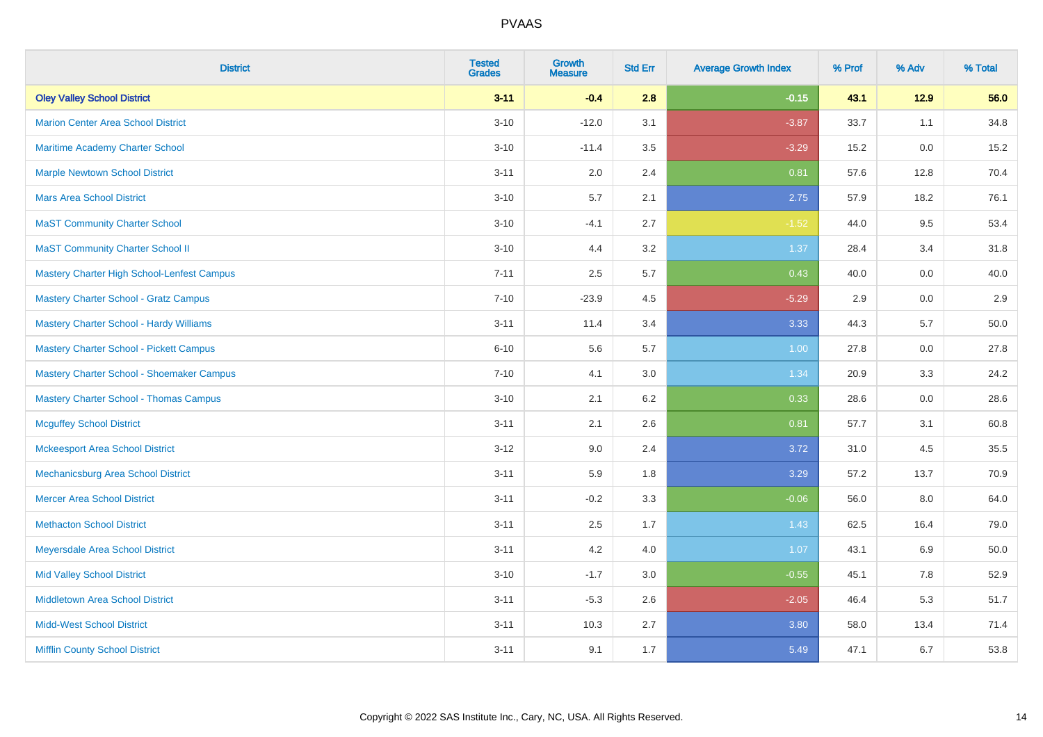# PVAAS

| District | Tested Grades | Growth Measure | Std Err | Average Growth Index | % Prof | % Adv | % Total |
|---|---|---|---|---|---|---|---|
| **Oley Valley School District** | **3-11** | **-0.4** | **2.8** | **-0.15** | **43.1** | **12.9** | **56.0** |
| Marion Center Area School District | 3-10 | -12.0 | 3.1 | -3.87 | 33.7 | 1.1 | 34.8 |
| Maritime Academy Charter School | 3-10 | -11.4 | 3.5 | -3.29 | 15.2 | 0.0 | 15.2 |
| Marple Newtown School District | 3-11 | 2.0 | 2.4 | 0.81 | 57.6 | 12.8 | 70.4 |
| Mars Area School District | 3-10 | 5.7 | 2.1 | 2.75 | 57.9 | 18.2 | 76.1 |
| MaST Community Charter School | 3-10 | -4.1 | 2.7 | -1.52 | 44.0 | 9.5 | 53.4 |
| MaST Community Charter School II | 3-10 | 4.4 | 3.2 | 1.37 | 28.4 | 3.4 | 31.8 |
| Mastery Charter High School-Lenfest Campus | 7-11 | 2.5 | 5.7 | 0.43 | 40.0 | 0.0 | 40.0 |
| Mastery Charter School - Gratz Campus | 7-10 | -23.9 | 4.5 | -5.29 | 2.9 | 0.0 | 2.9 |
| Mastery Charter School - Hardy Williams | 3-11 | 11.4 | 3.4 | 3.33 | 44.3 | 5.7 | 50.0 |
| Mastery Charter School - Pickett Campus | 6-10 | 5.6 | 5.7 | 1.00 | 27.8 | 0.0 | 27.8 |
| Mastery Charter School - Shoemaker Campus | 7-10 | 4.1 | 3.0 | 1.34 | 20.9 | 3.3 | 24.2 |
| Mastery Charter School - Thomas Campus | 3-10 | 2.1 | 6.2 | 0.33 | 28.6 | 0.0 | 28.6 |
| Mcguffey School District | 3-11 | 2.1 | 2.6 | 0.81 | 57.7 | 3.1 | 60.8 |
| Mckeesport Area School District | 3-12 | 9.0 | 2.4 | 3.72 | 31.0 | 4.5 | 35.5 |
| Mechanicsburg Area School District | 3-11 | 5.9 | 1.8 | 3.29 | 57.2 | 13.7 | 70.9 |
| Mercer Area School District | 3-11 | -0.2 | 3.3 | -0.06 | 56.0 | 8.0 | 64.0 |
| Methacton School District | 3-11 | 2.5 | 1.7 | 1.43 | 62.5 | 16.4 | 79.0 |
| Meyersdale Area School District | 3-11 | 4.2 | 4.0 | 1.07 | 43.1 | 6.9 | 50.0 |
| Mid Valley School District | 3-10 | -1.7 | 3.0 | -0.55 | 45.1 | 7.8 | 52.9 |
| Middletown Area School District | 3-11 | -5.3 | 2.6 | -2.05 | 46.4 | 5.3 | 51.7 |
| Midd-West School District | 3-11 | 10.3 | 2.7 | 3.80 | 58.0 | 13.4 | 71.4 |
| Mifflin County School District | 3-11 | 9.1 | 1.7 | 5.49 | 47.1 | 6.7 | 53.8 |

Copyright © 2022 SAS Institute Inc., Cary, NC, USA. All Rights Reserved.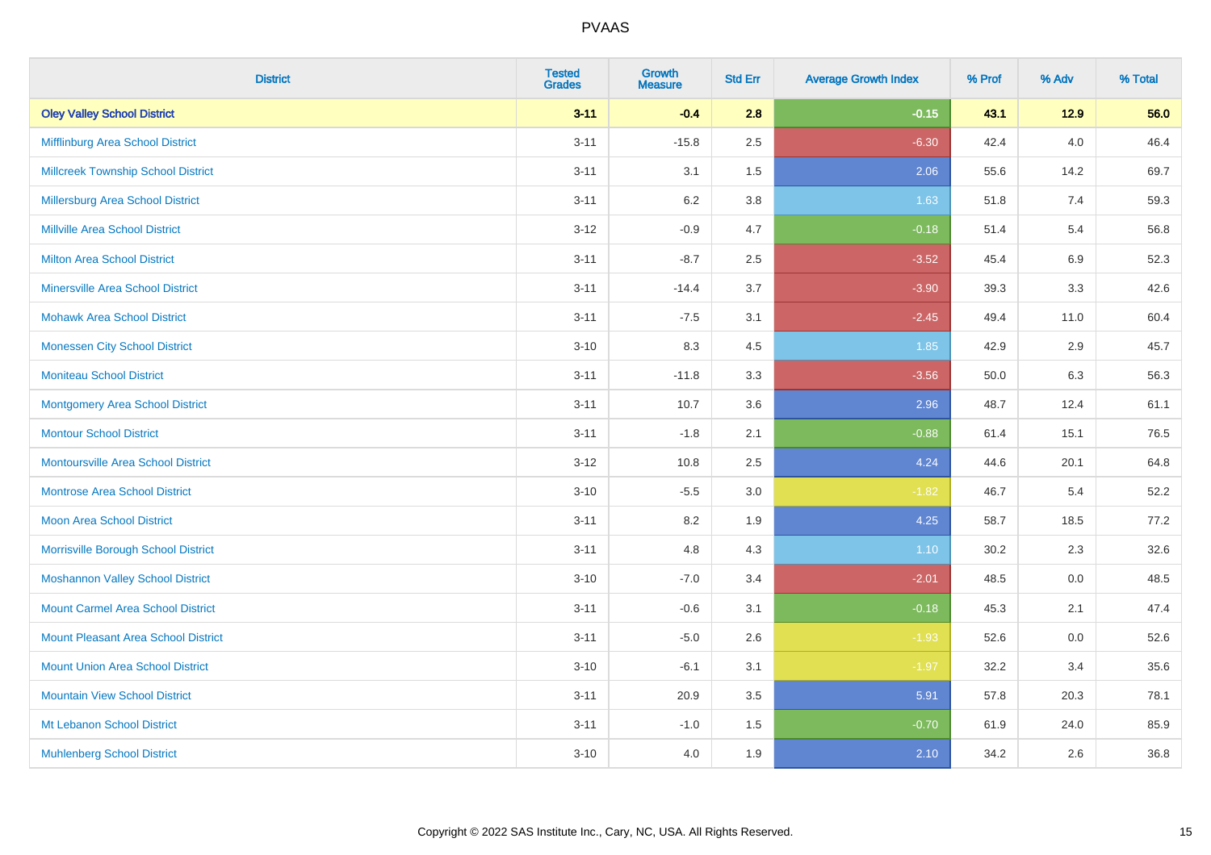# PVAAS

| District | Tested Grades | Growth Measure | Std Err | Average Growth Index | % Prof | % Adv | % Total |
|---|---|---|---|---|---|---|---|
| **Oley Valley School District** | **3-11** | **-0.4** | **2.8** | **-0.15** | **43.1** | **12.9** | **56.0** |
| Mifflinburg Area School District | 3-11 | -15.8 | 2.5 | -6.30 | 42.4 | 4.0 | 46.4 |
| Millcreek Township School District | 3-11 | 3.1 | 1.5 | 2.06 | 55.6 | 14.2 | 69.7 |
| Millersburg Area School District | 3-11 | 6.2 | 3.8 | 1.63 | 51.8 | 7.4 | 59.3 |
| Millville Area School District | 3-12 | -0.9 | 4.7 | -0.18 | 51.4 | 5.4 | 56.8 |
| Milton Area School District | 3-11 | -8.7 | 2.5 | -3.52 | 45.4 | 6.9 | 52.3 |
| Minersville Area School District | 3-11 | -14.4 | 3.7 | -3.90 | 39.3 | 3.3 | 42.6 |
| Mohawk Area School District | 3-11 | -7.5 | 3.1 | -2.45 | 49.4 | 11.0 | 60.4 |
| Monessen City School District | 3-10 | 8.3 | 4.5 | 1.85 | 42.9 | 2.9 | 45.7 |
| Moniteau School District | 3-11 | -11.8 | 3.3 | -3.56 | 50.0 | 6.3 | 56.3 |
| Montgomery Area School District | 3-11 | 10.7 | 3.6 | 2.96 | 48.7 | 12.4 | 61.1 |
| Montour School District | 3-11 | -1.8 | 2.1 | -0.88 | 61.4 | 15.1 | 76.5 |
| Montoursville Area School District | 3-12 | 10.8 | 2.5 | 4.24 | 44.6 | 20.1 | 64.8 |
| Montrose Area School District | 3-10 | -5.5 | 3.0 | -1.82 | 46.7 | 5.4 | 52.2 |
| Moon Area School District | 3-11 | 8.2 | 1.9 | 4.25 | 58.7 | 18.5 | 77.2 |
| Morrisville Borough School District | 3-11 | 4.8 | 4.3 | 1.10 | 30.2 | 2.3 | 32.6 |
| Moshannon Valley School District | 3-10 | -7.0 | 3.4 | -2.01 | 48.5 | 0.0 | 48.5 |
| Mount Carmel Area School District | 3-11 | -0.6 | 3.1 | -0.18 | 45.3 | 2.1 | 47.4 |
| Mount Pleasant Area School District | 3-11 | -5.0 | 2.6 | -1.93 | 52.6 | 0.0 | 52.6 |
| Mount Union Area School District | 3-10 | -6.1 | 3.1 | -1.97 | 32.2 | 3.4 | 35.6 |
| Mountain View School District | 3-11 | 20.9 | 3.5 | 5.91 | 57.8 | 20.3 | 78.1 |
| Mt Lebanon School District | 3-11 | -1.0 | 1.5 | -0.70 | 61.9 | 24.0 | 85.9 |
| Muhlenberg School District | 3-10 | 4.0 | 1.9 | 2.10 | 34.2 | 2.6 | 36.8 |

Copyright © 2022 SAS Institute Inc., Cary, NC, USA. All Rights Reserved.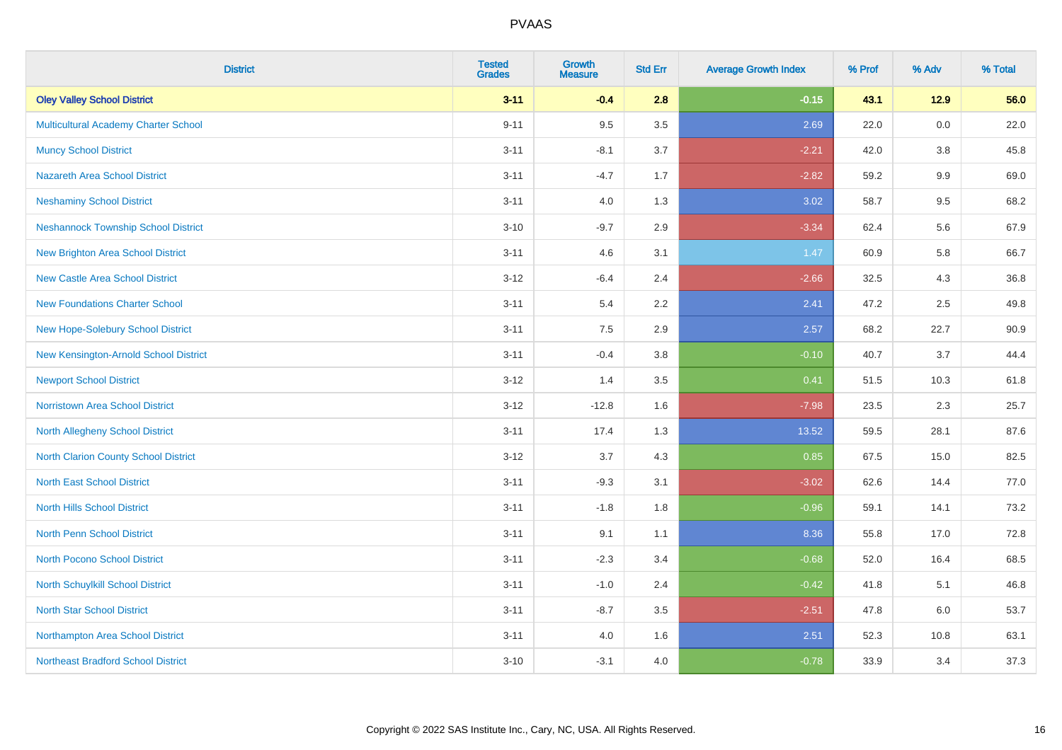# PVAAS

| District | Tested Grades | Growth Measure | Std Err | Average Growth Index | % Prof | % Adv | % Total |
|---|---|---|---|---|---|---|---|
| **Oley Valley School District** | **3-11** | **-0.4** | **2.8** | **-0.15** | **43.1** | **12.9** | **56.0** |
| Multicultural Academy Charter School | 9-11 | 9.5 | 3.5 | 2.69 | 22.0 | 0.0 | 22.0 |
| Muncy School District | 3-11 | -8.1 | 3.7 | -2.21 | 42.0 | 3.8 | 45.8 |
| Nazareth Area School District | 3-11 | -4.7 | 1.7 | -2.82 | 59.2 | 9.9 | 69.0 |
| Neshaminy School District | 3-11 | 4.0 | 1.3 | 3.02 | 58.7 | 9.5 | 68.2 |
| Neshannock Township School District | 3-10 | -9.7 | 2.9 | -3.34 | 62.4 | 5.6 | 67.9 |
| New Brighton Area School District | 3-11 | 4.6 | 3.1 | 1.47 | 60.9 | 5.8 | 66.7 |
| New Castle Area School District | 3-12 | -6.4 | 2.4 | -2.66 | 32.5 | 4.3 | 36.8 |
| New Foundations Charter School | 3-11 | 5.4 | 2.2 | 2.41 | 47.2 | 2.5 | 49.8 |
| New Hope-Solebury School District | 3-11 | 7.5 | 2.9 | 2.57 | 68.2 | 22.7 | 90.9 |
| New Kensington-Arnold School District | 3-11 | -0.4 | 3.8 | -0.10 | 40.7 | 3.7 | 44.4 |
| Newport School District | 3-12 | 1.4 | 3.5 | 0.41 | 51.5 | 10.3 | 61.8 |
| Norristown Area School District | 3-12 | -12.8 | 1.6 | -7.98 | 23.5 | 2.3 | 25.7 |
| North Allegheny School District | 3-11 | 17.4 | 1.3 | 13.52 | 59.5 | 28.1 | 87.6 |
| North Clarion County School District | 3-12 | 3.7 | 4.3 | 0.85 | 67.5 | 15.0 | 82.5 |
| North East School District | 3-11 | -9.3 | 3.1 | -3.02 | 62.6 | 14.4 | 77.0 |
| North Hills School District | 3-11 | -1.8 | 1.8 | -0.96 | 59.1 | 14.1 | 73.2 |
| North Penn School District | 3-11 | 9.1 | 1.1 | 8.36 | 55.8 | 17.0 | 72.8 |
| North Pocono School District | 3-11 | -2.3 | 3.4 | -0.68 | 52.0 | 16.4 | 68.5 |
| North Schuylkill School District | 3-11 | -1.0 | 2.4 | -0.42 | 41.8 | 5.1 | 46.8 |
| North Star School District | 3-11 | -8.7 | 3.5 | -2.51 | 47.8 | 6.0 | 53.7 |
| Northampton Area School District | 3-11 | 4.0 | 1.6 | 2.51 | 52.3 | 10.8 | 63.1 |
| Northeast Bradford School District | 3-10 | -3.1 | 4.0 | -0.78 | 33.9 | 3.4 | 37.3 |

Copyright © 2022 SAS Institute Inc., Cary, NC, USA. All Rights Reserved.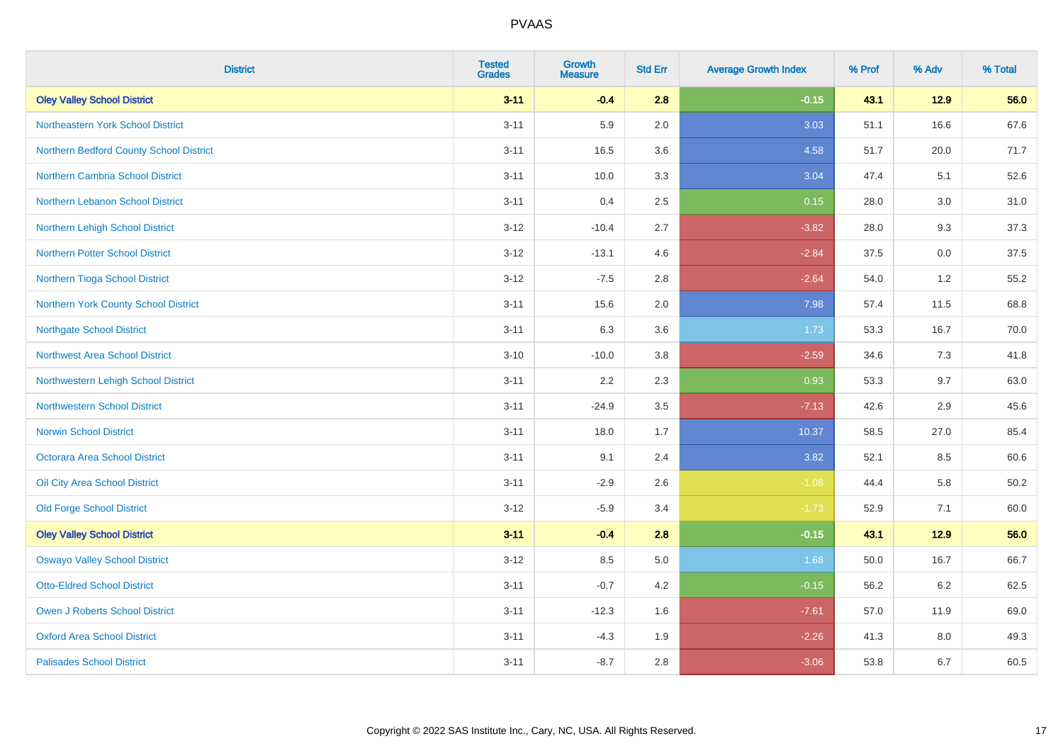| District | Tested Grades | Growth Measure | Std Err | Average Growth Index | % Prof | % Adv | % Total |
|---|---|---|---|---|---|---|---|
| **Oley Valley School District** | **3-11** | **-0.4** | **2.8** | **-0.15** | **43.1** | **12.9** | **56.0** |
| Northeastern York School District | 3-11 | 5.9 | 2.0 | 3.03 | 51.1 | 16.6 | 67.6 |
| Northern Bedford County School District | 3-11 | 16.5 | 3.6 | 4.58 | 51.7 | 20.0 | 71.7 |
| Northern Cambria School District | 3-11 | 10.0 | 3.3 | 3.04 | 47.4 | 5.1 | 52.6 |
| Northern Lebanon School District | 3-11 | 0.4 | 2.5 | 0.15 | 28.0 | 3.0 | 31.0 |
| Northern Lehigh School District | 3-12 | -10.4 | 2.7 | -3.82 | 28.0 | 9.3 | 37.3 |
| Northern Potter School District | 3-12 | -13.1 | 4.6 | -2.84 | 37.5 | 0.0 | 37.5 |
| Northern Tioga School District | 3-12 | -7.5 | 2.8 | -2.64 | 54.0 | 1.2 | 55.2 |
| Northern York County School District | 3-11 | 15.6 | 2.0 | 7.98 | 57.4 | 11.5 | 68.8 |
| Northgate School District | 3-11 | 6.3 | 3.6 | 1.73 | 53.3 | 16.7 | 70.0 |
| Northwest Area School District | 3-10 | -10.0 | 3.8 | -2.59 | 34.6 | 7.3 | 41.8 |
| Northwestern Lehigh School District | 3-11 | 2.2 | 2.3 | 0.93 | 53.3 | 9.7 | 63.0 |
| Northwestern School District | 3-11 | -24.9 | 3.5 | -7.13 | 42.6 | 2.9 | 45.6 |
| Norwin School District | 3-11 | 18.0 | 1.7 | 10.37 | 58.5 | 27.0 | 85.4 |
| Octorara Area School District | 3-11 | 9.1 | 2.4 | 3.82 | 52.1 | 8.5 | 60.6 |
| Oil City Area School District | 3-11 | -2.9 | 2.6 | -1.08 | 44.4 | 5.8 | 50.2 |
| Old Forge School District | 3-12 | -5.9 | 3.4 | -1.73 | 52.9 | 7.1 | 60.0 |
| **Oley Valley School District** | **3-11** | **-0.4** | **2.8** | **-0.15** | **43.1** | **12.9** | **56.0** |
| Oswayo Valley School District | 3-12 | 8.5 | 5.0 | 1.68 | 50.0 | 16.7 | 66.7 |
| Otto-Eldred School District | 3-11 | -0.7 | 4.2 | -0.15 | 56.2 | 6.2 | 62.5 |
| Owen J Roberts School District | 3-11 | -12.3 | 1.6 | -7.61 | 57.0 | 11.9 | 69.0 |
| Oxford Area School District | 3-11 | -4.3 | 1.9 | -2.26 | 41.3 | 8.0 | 49.3 |
| Palisades School District | 3-11 | -8.7 | 2.8 | -3.06 | 53.8 | 6.7 | 60.5 |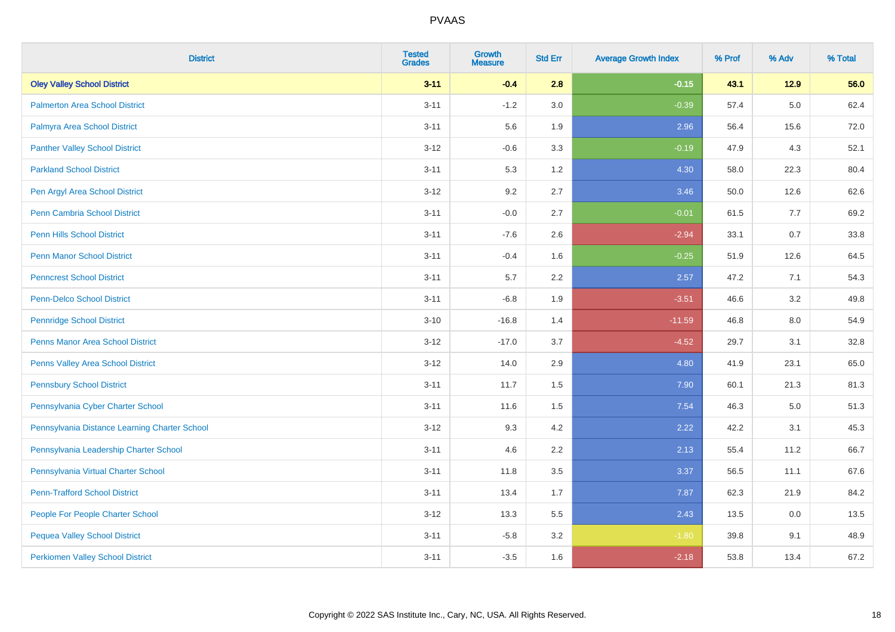| District | Tested Grades | Growth Measure | Std Err | Average Growth Index | % Prof | % Adv | % Total |
|---|---|---|---|---|---|---|---|
| **Oley Valley School District** | **3-11** | **-0.4** | **2.8** | **-0.15** | **43.1** | **12.9** | **56.0** |
| Palmerton Area School District | 3-11 | -1.2 | 3.0 | -0.39 | 57.4 | 5.0 | 62.4 |
| Palmyra Area School District | 3-11 | 5.6 | 1.9 | 2.96 | 56.4 | 15.6 | 72.0 |
| Panther Valley School District | 3-12 | -0.6 | 3.3 | -0.19 | 47.9 | 4.3 | 52.1 |
| Parkland School District | 3-11 | 5.3 | 1.2 | 4.30 | 58.0 | 22.3 | 80.4 |
| Pen Argyl Area School District | 3-12 | 9.2 | 2.7 | 3.46 | 50.0 | 12.6 | 62.6 |
| Penn Cambria School District | 3-11 | -0.0 | 2.7 | -0.01 | 61.5 | 7.7 | 69.2 |
| Penn Hills School District | 3-11 | -7.6 | 2.6 | -2.94 | 33.1 | 0.7 | 33.8 |
| Penn Manor School District | 3-11 | -0.4 | 1.6 | -0.25 | 51.9 | 12.6 | 64.5 |
| Penncrest School District | 3-11 | 5.7 | 2.2 | 2.57 | 47.2 | 7.1 | 54.3 |
| Penn-Delco School District | 3-11 | -6.8 | 1.9 | -3.51 | 46.6 | 3.2 | 49.8 |
| Pennridge School District | 3-10 | -16.8 | 1.4 | -11.59 | 46.8 | 8.0 | 54.9 |
| Penns Manor Area School District | 3-12 | -17.0 | 3.7 | -4.52 | 29.7 | 3.1 | 32.8 |
| Penns Valley Area School District | 3-12 | 14.0 | 2.9 | 4.80 | 41.9 | 23.1 | 65.0 |
| Pennsbury School District | 3-11 | 11.7 | 1.5 | 7.90 | 60.1 | 21.3 | 81.3 |
| Pennsylvania Cyber Charter School | 3-11 | 11.6 | 1.5 | 7.54 | 46.3 | 5.0 | 51.3 |
| Pennsylvania Distance Learning Charter School | 3-12 | 9.3 | 4.2 | 2.22 | 42.2 | 3.1 | 45.3 |
| Pennsylvania Leadership Charter School | 3-11 | 4.6 | 2.2 | 2.13 | 55.4 | 11.2 | 66.7 |
| Pennsylvania Virtual Charter School | 3-11 | 11.8 | 3.5 | 3.37 | 56.5 | 11.1 | 67.6 |
| Penn-Trafford School District | 3-11 | 13.4 | 1.7 | 7.87 | 62.3 | 21.9 | 84.2 |
| People For People Charter School | 3-12 | 13.3 | 5.5 | 2.43 | 13.5 | 0.0 | 13.5 |
| Pequea Valley School District | 3-11 | -5.8 | 3.2 | -1.80 | 39.8 | 9.1 | 48.9 |
| Perkiomen Valley School District | 3-11 | -3.5 | 1.6 | -2.18 | 53.8 | 13.4 | 67.2 |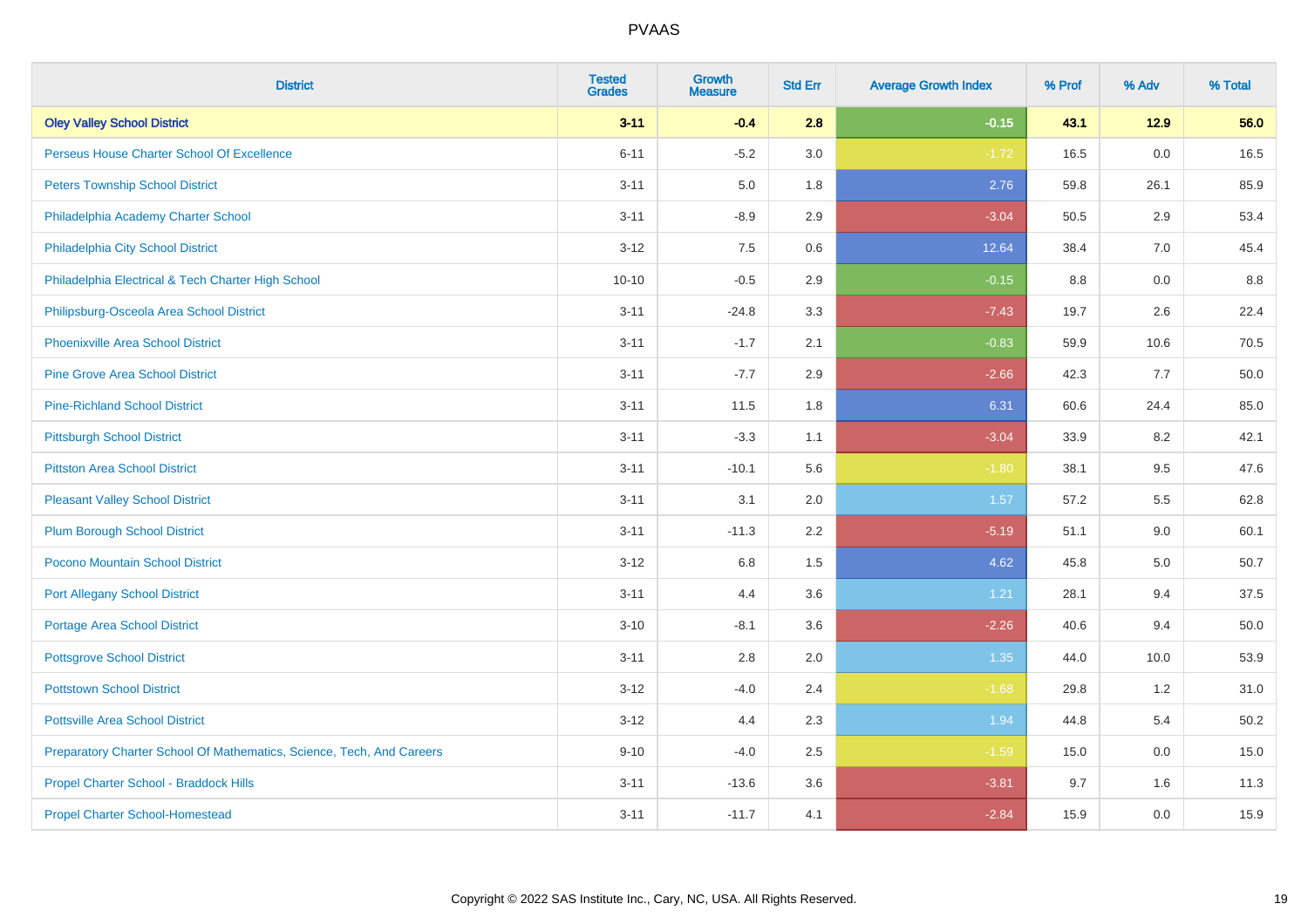| District | Tested Grades | Growth Measure | Std Err | Average Growth Index | % Prof | % Adv | % Total |
|---|---|---|---|---|---|---|---|
| **Oley Valley School District** | **3-11** | **-0.4** | **2.8** | **-0.15** | **43.1** | **12.9** | **56.0** |
| Perseus House Charter School Of Excellence | 6-11 | -5.2 | 3.0 | -1.72 | 16.5 | 0.0 | 16.5 |
| Peters Township School District | 3-11 | 5.0 | 1.8 | 2.76 | 59.8 | 26.1 | 85.9 |
| Philadelphia Academy Charter School | 3-11 | -8.9 | 2.9 | -3.04 | 50.5 | 2.9 | 53.4 |
| Philadelphia City School District | 3-12 | 7.5 | 0.6 | 12.64 | 38.4 | 7.0 | 45.4 |
| Philadelphia Electrical & Tech Charter High School | 10-10 | -0.5 | 2.9 | -0.15 | 8.8 | 0.0 | 8.8 |
| Philipsburg-Osceola Area School District | 3-11 | -24.8 | 3.3 | -7.43 | 19.7 | 2.6 | 22.4 |
| Phoenixville Area School District | 3-11 | -1.7 | 2.1 | -0.83 | 59.9 | 10.6 | 70.5 |
| Pine Grove Area School District | 3-11 | -7.7 | 2.9 | -2.66 | 42.3 | 7.7 | 50.0 |
| Pine-Richland School District | 3-11 | 11.5 | 1.8 | 6.31 | 60.6 | 24.4 | 85.0 |
| Pittsburgh School District | 3-11 | -3.3 | 1.1 | -3.04 | 33.9 | 8.2 | 42.1 |
| Pittston Area School District | 3-11 | -10.1 | 5.6 | -1.80 | 38.1 | 9.5 | 47.6 |
| Pleasant Valley School District | 3-11 | 3.1 | 2.0 | 1.57 | 57.2 | 5.5 | 62.8 |
| Plum Borough School District | 3-11 | -11.3 | 2.2 | -5.19 | 51.1 | 9.0 | 60.1 |
| Pocono Mountain School District | 3-12 | 6.8 | 1.5 | 4.62 | 45.8 | 5.0 | 50.7 |
| Port Allegany School District | 3-11 | 4.4 | 3.6 | 1.21 | 28.1 | 9.4 | 37.5 |
| Portage Area School District | 3-10 | -8.1 | 3.6 | -2.26 | 40.6 | 9.4 | 50.0 |
| Pottsgrove School District | 3-11 | 2.8 | 2.0 | 1.35 | 44.0 | 10.0 | 53.9 |
| Pottstown School District | 3-12 | -4.0 | 2.4 | -1.68 | 29.8 | 1.2 | 31.0 |
| Pottsville Area School District | 3-12 | 4.4 | 2.3 | 1.94 | 44.8 | 5.4 | 50.2 |
| Preparatory Charter School Of Mathematics, Science, Tech, And Careers | 9-10 | -4.0 | 2.5 | -1.59 | 15.0 | 0.0 | 15.0 |
| Propel Charter School - Braddock Hills | 3-11 | -13.6 | 3.6 | -3.81 | 9.7 | 1.6 | 11.3 |
| Propel Charter School-Homestead | 3-11 | -11.7 | 4.1 | -2.84 | 15.9 | 0.0 | 15.9 |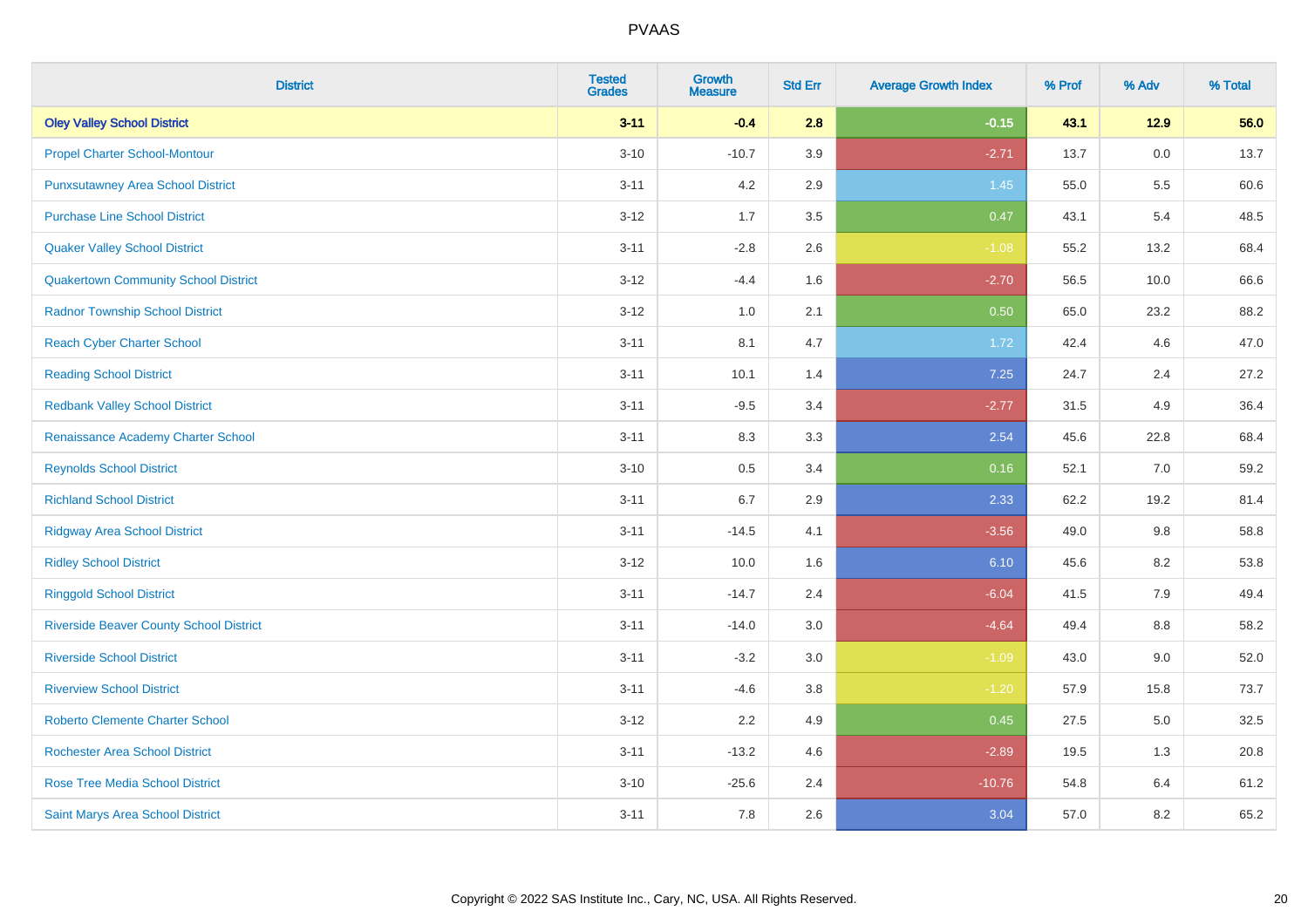# PVAAS

| District | Tested Grades | Growth Measure | Std Err | Average Growth Index | % Prof | % Adv | % Total |
|---|---|---|---|---|---|---|---|
| **Oley Valley School District** | **3-11** | **-0.4** | **2.8** | **-0.15** | **43.1** | **12.9** | **56.0** |
| Propel Charter School-Montour | 3-10 | -10.7 | 3.9 | -2.71 | 13.7 | 0.0 | 13.7 |
| Punxsutawney Area School District | 3-11 | 4.2 | 2.9 | 1.45 | 55.0 | 5.5 | 60.6 |
| Purchase Line School District | 3-12 | 1.7 | 3.5 | 0.47 | 43.1 | 5.4 | 48.5 |
| Quaker Valley School District | 3-11 | -2.8 | 2.6 | -1.08 | 55.2 | 13.2 | 68.4 |
| Quakertown Community School District | 3-12 | -4.4 | 1.6 | -2.70 | 56.5 | 10.0 | 66.6 |
| Radnor Township School District | 3-12 | 1.0 | 2.1 | 0.50 | 65.0 | 23.2 | 88.2 |
| Reach Cyber Charter School | 3-11 | 8.1 | 4.7 | 1.72 | 42.4 | 4.6 | 47.0 |
| Reading School District | 3-11 | 10.1 | 1.4 | 7.25 | 24.7 | 2.4 | 27.2 |
| Redbank Valley School District | 3-11 | -9.5 | 3.4 | -2.77 | 31.5 | 4.9 | 36.4 |
| Renaissance Academy Charter School | 3-11 | 8.3 | 3.3 | 2.54 | 45.6 | 22.8 | 68.4 |
| Reynolds School District | 3-10 | 0.5 | 3.4 | 0.16 | 52.1 | 7.0 | 59.2 |
| Richland School District | 3-11 | 6.7 | 2.9 | 2.33 | 62.2 | 19.2 | 81.4 |
| Ridgway Area School District | 3-11 | -14.5 | 4.1 | -3.56 | 49.0 | 9.8 | 58.8 |
| Ridley School District | 3-12 | 10.0 | 1.6 | 6.10 | 45.6 | 8.2 | 53.8 |
| Ringgold School District | 3-11 | -14.7 | 2.4 | -6.04 | 41.5 | 7.9 | 49.4 |
| Riverside Beaver County School District | 3-11 | -14.0 | 3.0 | -4.64 | 49.4 | 8.8 | 58.2 |
| Riverside School District | 3-11 | -3.2 | 3.0 | -1.09 | 43.0 | 9.0 | 52.0 |
| Riverview School District | 3-11 | -4.6 | 3.8 | -1.20 | 57.9 | 15.8 | 73.7 |
| Roberto Clemente Charter School | 3-12 | 2.2 | 4.9 | 0.45 | 27.5 | 5.0 | 32.5 |
| Rochester Area School District | 3-11 | -13.2 | 4.6 | -2.89 | 19.5 | 1.3 | 20.8 |
| Rose Tree Media School District | 3-10 | -25.6 | 2.4 | -10.76 | 54.8 | 6.4 | 61.2 |
| Saint Marys Area School District | 3-11 | 7.8 | 2.6 | 3.04 | 57.0 | 8.2 | 65.2 |

Copyright © 2022 SAS Institute Inc., Cary, NC, USA. All Rights Reserved.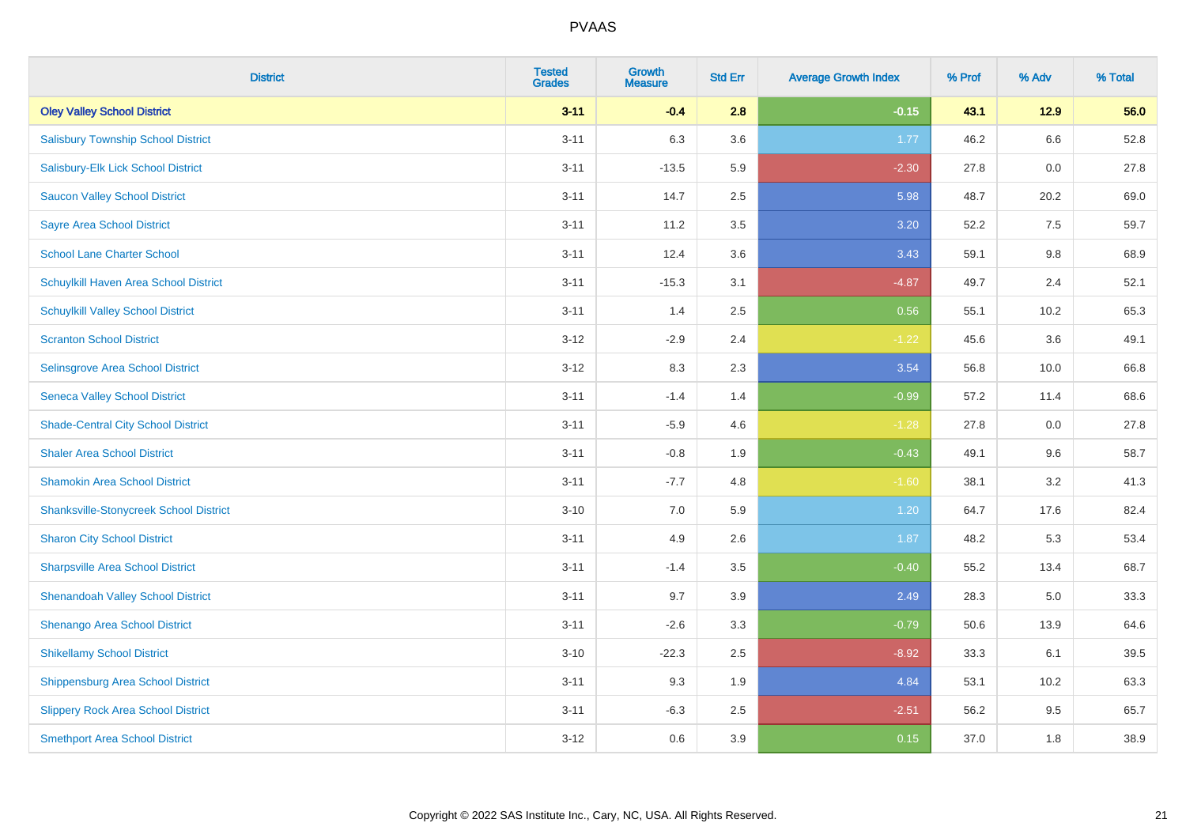| District | Tested Grades | Growth Measure | Std Err | Average Growth Index | % Prof | % Adv | % Total |
|---|---|---|---|---|---|---|---|
| **Oley Valley School District** | **3-11** | **-0.4** | **2.8** | **-0.15** | **43.1** | **12.9** | **56.0** |
| Salisbury Township School District | 3-11 | 6.3 | 3.6 | 1.77 | 46.2 | 6.6 | 52.8 |
| Salisbury-Elk Lick School District | 3-11 | -13.5 | 5.9 | -2.30 | 27.8 | 0.0 | 27.8 |
| Saucon Valley School District | 3-11 | 14.7 | 2.5 | 5.98 | 48.7 | 20.2 | 69.0 |
| Sayre Area School District | 3-11 | 11.2 | 3.5 | 3.20 | 52.2 | 7.5 | 59.7 |
| School Lane Charter School | 3-11 | 12.4 | 3.6 | 3.43 | 59.1 | 9.8 | 68.9 |
| Schuylkill Haven Area School District | 3-11 | -15.3 | 3.1 | -4.87 | 49.7 | 2.4 | 52.1 |
| Schuylkill Valley School District | 3-11 | 1.4 | 2.5 | 0.56 | 55.1 | 10.2 | 65.3 |
| Scranton School District | 3-12 | -2.9 | 2.4 | -1.22 | 45.6 | 3.6 | 49.1 |
| Selinsgrove Area School District | 3-12 | 8.3 | 2.3 | 3.54 | 56.8 | 10.0 | 66.8 |
| Seneca Valley School District | 3-11 | -1.4 | 1.4 | -0.99 | 57.2 | 11.4 | 68.6 |
| Shade-Central City School District | 3-11 | -5.9 | 4.6 | -1.28 | 27.8 | 0.0 | 27.8 |
| Shaler Area School District | 3-11 | -0.8 | 1.9 | -0.43 | 49.1 | 9.6 | 58.7 |
| Shamokin Area School District | 3-11 | -7.7 | 4.8 | -1.60 | 38.1 | 3.2 | 41.3 |
| Shanksville-Stonycreek School District | 3-10 | 7.0 | 5.9 | 1.20 | 64.7 | 17.6 | 82.4 |
| Sharon City School District | 3-11 | 4.9 | 2.6 | 1.87 | 48.2 | 5.3 | 53.4 |
| Sharpsville Area School District | 3-11 | -1.4 | 3.5 | -0.40 | 55.2 | 13.4 | 68.7 |
| Shenandoah Valley School District | 3-11 | 9.7 | 3.9 | 2.49 | 28.3 | 5.0 | 33.3 |
| Shenango Area School District | 3-11 | -2.6 | 3.3 | -0.79 | 50.6 | 13.9 | 64.6 |
| Shikellamy School District | 3-10 | -22.3 | 2.5 | -8.92 | 33.3 | 6.1 | 39.5 |
| Shippensburg Area School District | 3-11 | 9.3 | 1.9 | 4.84 | 53.1 | 10.2 | 63.3 |
| Slippery Rock Area School District | 3-11 | -6.3 | 2.5 | -2.51 | 56.2 | 9.5 | 65.7 |
| Smethport Area School District | 3-12 | 0.6 | 3.9 | 0.15 | 37.0 | 1.8 | 38.9 |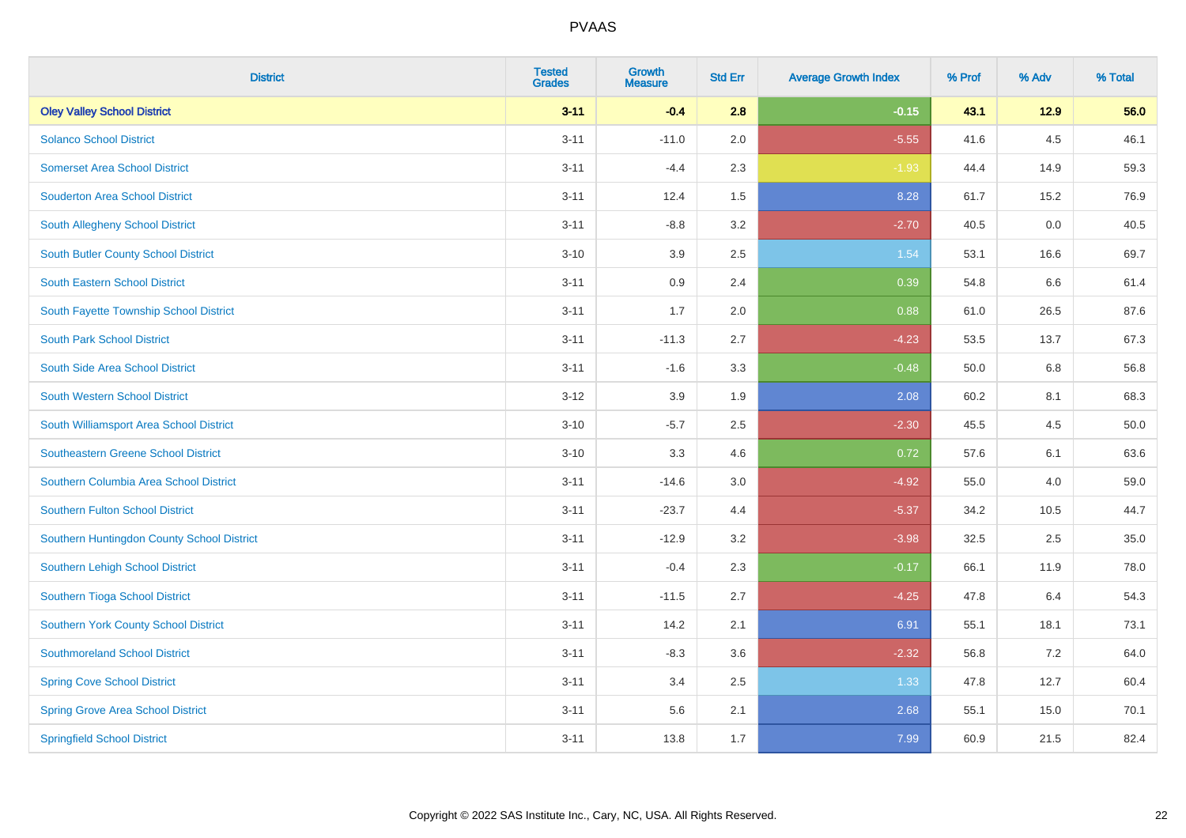# PVAAS

| District | Tested Grades | Growth Measure | Std Err | Average Growth Index | % Prof | % Adv | % Total |
|---|---|---|---|---|---|---|---|
| **Oley Valley School District** | **3-11** | **-0.4** | **2.8** | **-0.15** | **43.1** | **12.9** | **56.0** |
| Solanco School District | 3-11 | -11.0 | 2.0 | -5.55 | 41.6 | 4.5 | 46.1 |
| Somerset Area School District | 3-11 | -4.4 | 2.3 | -1.93 | 44.4 | 14.9 | 59.3 |
| Souderton Area School District | 3-11 | 12.4 | 1.5 | 8.28 | 61.7 | 15.2 | 76.9 |
| South Allegheny School District | 3-11 | -8.8 | 3.2 | -2.70 | 40.5 | 0.0 | 40.5 |
| South Butler County School District | 3-10 | 3.9 | 2.5 | 1.54 | 53.1 | 16.6 | 69.7 |
| South Eastern School District | 3-11 | 0.9 | 2.4 | 0.39 | 54.8 | 6.6 | 61.4 |
| South Fayette Township School District | 3-11 | 1.7 | 2.0 | 0.88 | 61.0 | 26.5 | 87.6 |
| South Park School District | 3-11 | -11.3 | 2.7 | -4.23 | 53.5 | 13.7 | 67.3 |
| South Side Area School District | 3-11 | -1.6 | 3.3 | -0.48 | 50.0 | 6.8 | 56.8 |
| South Western School District | 3-12 | 3.9 | 1.9 | 2.08 | 60.2 | 8.1 | 68.3 |
| South Williamsport Area School District | 3-10 | -5.7 | 2.5 | -2.30 | 45.5 | 4.5 | 50.0 |
| Southeastern Greene School District | 3-10 | 3.3 | 4.6 | 0.72 | 57.6 | 6.1 | 63.6 |
| Southern Columbia Area School District | 3-11 | -14.6 | 3.0 | -4.92 | 55.0 | 4.0 | 59.0 |
| Southern Fulton School District | 3-11 | -23.7 | 4.4 | -5.37 | 34.2 | 10.5 | 44.7 |
| Southern Huntingdon County School District | 3-11 | -12.9 | 3.2 | -3.98 | 32.5 | 2.5 | 35.0 |
| Southern Lehigh School District | 3-11 | -0.4 | 2.3 | -0.17 | 66.1 | 11.9 | 78.0 |
| Southern Tioga School District | 3-11 | -11.5 | 2.7 | -4.25 | 47.8 | 6.4 | 54.3 |
| Southern York County School District | 3-11 | 14.2 | 2.1 | 6.91 | 55.1 | 18.1 | 73.1 |
| Southmoreland School District | 3-11 | -8.3 | 3.6 | -2.32 | 56.8 | 7.2 | 64.0 |
| Spring Cove School District | 3-11 | 3.4 | 2.5 | 1.33 | 47.8 | 12.7 | 60.4 |
| Spring Grove Area School District | 3-11 | 5.6 | 2.1 | 2.68 | 55.1 | 15.0 | 70.1 |
| Springfield School District | 3-11 | 13.8 | 1.7 | 7.99 | 60.9 | 21.5 | 82.4 |

Copyright © 2022 SAS Institute Inc., Cary, NC, USA. All Rights Reserved.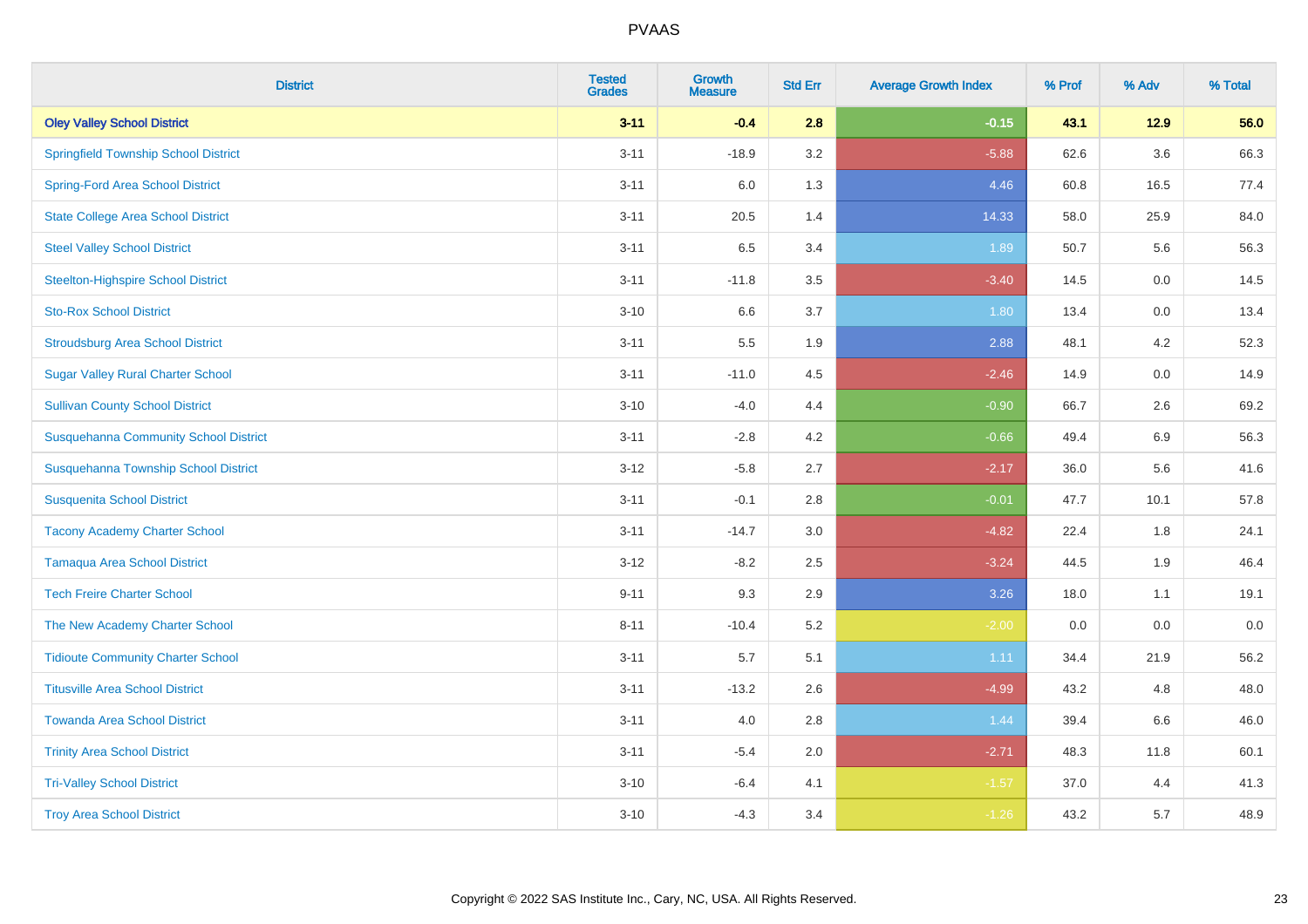# PVAAS

| District | Tested Grades | Growth Measure | Std Err | Average Growth Index | % Prof | % Adv | % Total |
|---|---|---|---|---|---|---|---|
| **Oley Valley School District** | **3-11** | **-0.4** | **2.8** | **-0.15** | **43.1** | **12.9** | **56.0** |
| Springfield Township School District | 3-11 | -18.9 | 3.2 | -5.88 | 62.6 | 3.6 | 66.3 |
| Spring-Ford Area School District | 3-11 | 6.0 | 1.3 | 4.46 | 60.8 | 16.5 | 77.4 |
| State College Area School District | 3-11 | 20.5 | 1.4 | 14.33 | 58.0 | 25.9 | 84.0 |
| Steel Valley School District | 3-11 | 6.5 | 3.4 | 1.89 | 50.7 | 5.6 | 56.3 |
| Steelton-Highspire School District | 3-11 | -11.8 | 3.5 | -3.40 | 14.5 | 0.0 | 14.5 |
| Sto-Rox School District | 3-10 | 6.6 | 3.7 | 1.80 | 13.4 | 0.0 | 13.4 |
| Stroudsburg Area School District | 3-11 | 5.5 | 1.9 | 2.88 | 48.1 | 4.2 | 52.3 |
| Sugar Valley Rural Charter School | 3-11 | -11.0 | 4.5 | -2.46 | 14.9 | 0.0 | 14.9 |
| Sullivan County School District | 3-10 | -4.0 | 4.4 | -0.90 | 66.7 | 2.6 | 69.2 |
| Susquehanna Community School District | 3-11 | -2.8 | 4.2 | -0.66 | 49.4 | 6.9 | 56.3 |
| Susquehanna Township School District | 3-12 | -5.8 | 2.7 | -2.17 | 36.0 | 5.6 | 41.6 |
| Susquenita School District | 3-11 | -0.1 | 2.8 | -0.01 | 47.7 | 10.1 | 57.8 |
| Tacony Academy Charter School | 3-11 | -14.7 | 3.0 | -4.82 | 22.4 | 1.8 | 24.1 |
| Tamaqua Area School District | 3-12 | -8.2 | 2.5 | -3.24 | 44.5 | 1.9 | 46.4 |
| Tech Freire Charter School | 9-11 | 9.3 | 2.9 | 3.26 | 18.0 | 1.1 | 19.1 |
| The New Academy Charter School | 8-11 | -10.4 | 5.2 | -2.00 | 0.0 | 0.0 | 0.0 |
| Tidioute Community Charter School | 3-11 | 5.7 | 5.1 | 1.11 | 34.4 | 21.9 | 56.2 |
| Titusville Area School District | 3-11 | -13.2 | 2.6 | -4.99 | 43.2 | 4.8 | 48.0 |
| Towanda Area School District | 3-11 | 4.0 | 2.8 | 1.44 | 39.4 | 6.6 | 46.0 |
| Trinity Area School District | 3-11 | -5.4 | 2.0 | -2.71 | 48.3 | 11.8 | 60.1 |
| Tri-Valley School District | 3-10 | -6.4 | 4.1 | -1.57 | 37.0 | 4.4 | 41.3 |
| Troy Area School District | 3-10 | -4.3 | 3.4 | -1.26 | 43.2 | 5.7 | 48.9 |

Copyright © 2022 SAS Institute Inc., Cary, NC, USA. All Rights Reserved.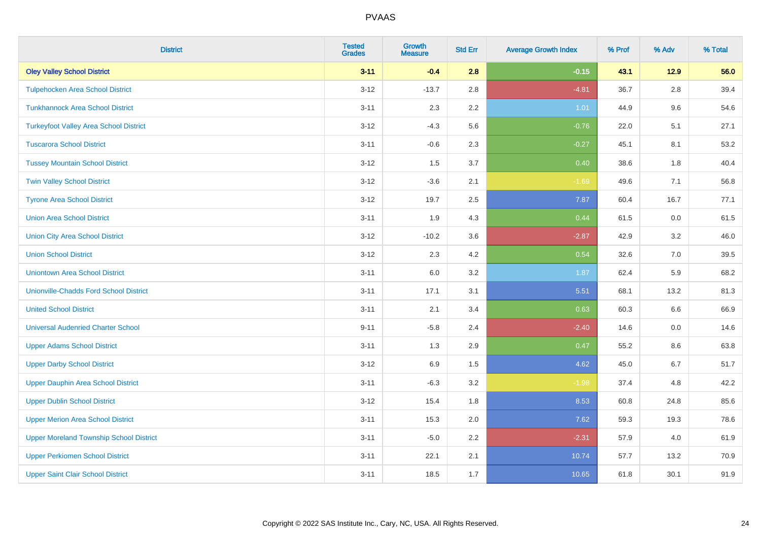| District | Tested Grades | Growth Measure | Std Err | Average Growth Index | % Prof | % Adv | % Total |
|---|---|---|---|---|---|---|---|
| **Oley Valley School District** | **3-11** | **-0.4** | **2.8** | **-0.15** | **43.1** | **12.9** | **56.0** |
| Tulpehocken Area School District | 3-12 | -13.7 | 2.8 | -4.81 | 36.7 | 2.8 | 39.4 |
| Tunkhannock Area School District | 3-11 | 2.3 | 2.2 | 1.01 | 44.9 | 9.6 | 54.6 |
| Turkeyfoot Valley Area School District | 3-12 | -4.3 | 5.6 | -0.76 | 22.0 | 5.1 | 27.1 |
| Tuscarora School District | 3-11 | -0.6 | 2.3 | -0.27 | 45.1 | 8.1 | 53.2 |
| Tussey Mountain School District | 3-12 | 1.5 | 3.7 | 0.40 | 38.6 | 1.8 | 40.4 |
| Twin Valley School District | 3-12 | -3.6 | 2.1 | -1.69 | 49.6 | 7.1 | 56.8 |
| Tyrone Area School District | 3-12 | 19.7 | 2.5 | 7.87 | 60.4 | 16.7 | 77.1 |
| Union Area School District | 3-11 | 1.9 | 4.3 | 0.44 | 61.5 | 0.0 | 61.5 |
| Union City Area School District | 3-12 | -10.2 | 3.6 | -2.87 | 42.9 | 3.2 | 46.0 |
| Union School District | 3-12 | 2.3 | 4.2 | 0.54 | 32.6 | 7.0 | 39.5 |
| Uniontown Area School District | 3-11 | 6.0 | 3.2 | 1.87 | 62.4 | 5.9 | 68.2 |
| Unionville-Chadds Ford School District | 3-11 | 17.1 | 3.1 | 5.51 | 68.1 | 13.2 | 81.3 |
| United School District | 3-11 | 2.1 | 3.4 | 0.63 | 60.3 | 6.6 | 66.9 |
| Universal Audenried Charter School | 9-11 | -5.8 | 2.4 | -2.40 | 14.6 | 0.0 | 14.6 |
| Upper Adams School District | 3-11 | 1.3 | 2.9 | 0.47 | 55.2 | 8.6 | 63.8 |
| Upper Darby School District | 3-12 | 6.9 | 1.5 | 4.62 | 45.0 | 6.7 | 51.7 |
| Upper Dauphin Area School District | 3-11 | -6.3 | 3.2 | -1.98 | 37.4 | 4.8 | 42.2 |
| Upper Dublin School District | 3-12 | 15.4 | 1.8 | 8.53 | 60.8 | 24.8 | 85.6 |
| Upper Merion Area School District | 3-11 | 15.3 | 2.0 | 7.62 | 59.3 | 19.3 | 78.6 |
| Upper Moreland Township School District | 3-11 | -5.0 | 2.2 | -2.31 | 57.9 | 4.0 | 61.9 |
| Upper Perkiomen School District | 3-11 | 22.1 | 2.1 | 10.74 | 57.7 | 13.2 | 70.9 |
| Upper Saint Clair School District | 3-11 | 18.5 | 1.7 | 10.65 | 61.8 | 30.1 | 91.9 |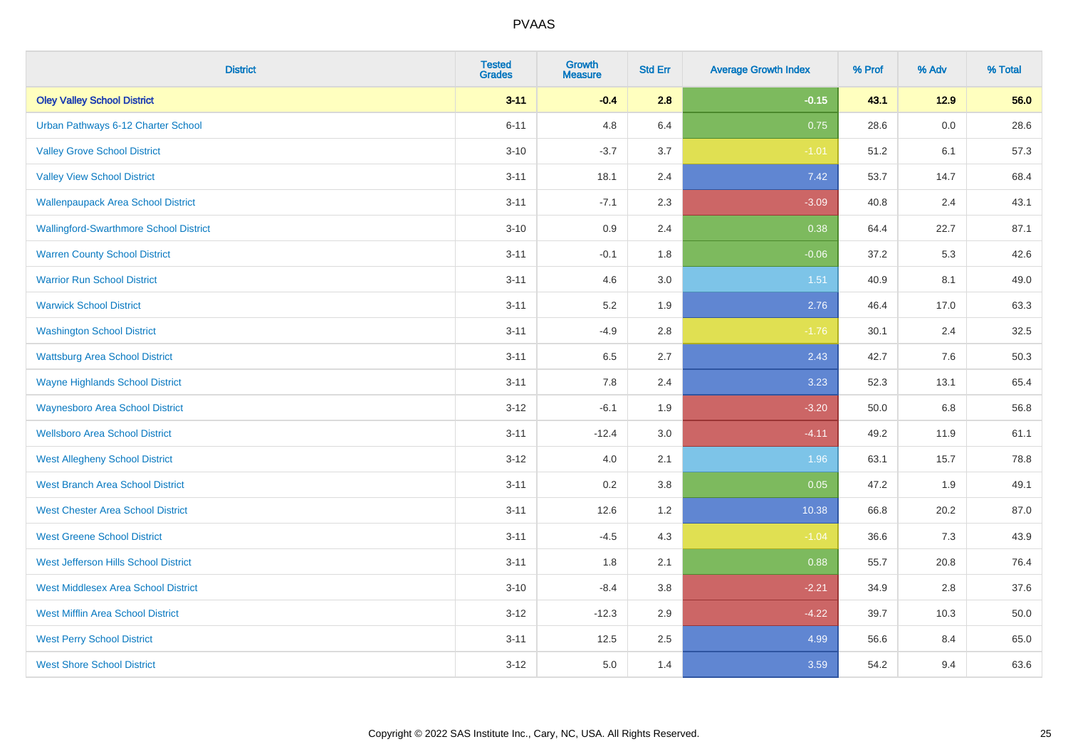| District | Tested Grades | Growth Measure | Std Err | Average Growth Index | % Prof | % Adv | % Total |
|---|---|---|---|---|---|---|---|
| **Oley Valley School District** | **3-11** | **-0.4** | **2.8** | **-0.15** | **43.1** | **12.9** | **56.0** |
| Urban Pathways 6-12 Charter School | 6-11 | 4.8 | 6.4 | 0.75 | 28.6 | 0.0 | 28.6 |
| Valley Grove School District | 3-10 | -3.7 | 3.7 | -1.01 | 51.2 | 6.1 | 57.3 |
| Valley View School District | 3-11 | 18.1 | 2.4 | 7.42 | 53.7 | 14.7 | 68.4 |
| Wallenpaupack Area School District | 3-11 | -7.1 | 2.3 | -3.09 | 40.8 | 2.4 | 43.1 |
| Wallingford-Swarthmore School District | 3-10 | 0.9 | 2.4 | 0.38 | 64.4 | 22.7 | 87.1 |
| Warren County School District | 3-11 | -0.1 | 1.8 | -0.06 | 37.2 | 5.3 | 42.6 |
| Warrior Run School District | 3-11 | 4.6 | 3.0 | 1.51 | 40.9 | 8.1 | 49.0 |
| Warwick School District | 3-11 | 5.2 | 1.9 | 2.76 | 46.4 | 17.0 | 63.3 |
| Washington School District | 3-11 | -4.9 | 2.8 | -1.76 | 30.1 | 2.4 | 32.5 |
| Wattsburg Area School District | 3-11 | 6.5 | 2.7 | 2.43 | 42.7 | 7.6 | 50.3 |
| Wayne Highlands School District | 3-11 | 7.8 | 2.4 | 3.23 | 52.3 | 13.1 | 65.4 |
| Waynesboro Area School District | 3-12 | -6.1 | 1.9 | -3.20 | 50.0 | 6.8 | 56.8 |
| Wellsboro Area School District | 3-11 | -12.4 | 3.0 | -4.11 | 49.2 | 11.9 | 61.1 |
| West Allegheny School District | 3-12 | 4.0 | 2.1 | 1.96 | 63.1 | 15.7 | 78.8 |
| West Branch Area School District | 3-11 | 0.2 | 3.8 | 0.05 | 47.2 | 1.9 | 49.1 |
| West Chester Area School District | 3-11 | 12.6 | 1.2 | 10.38 | 66.8 | 20.2 | 87.0 |
| West Greene School District | 3-11 | -4.5 | 4.3 | -1.04 | 36.6 | 7.3 | 43.9 |
| West Jefferson Hills School District | 3-11 | 1.8 | 2.1 | 0.88 | 55.7 | 20.8 | 76.4 |
| West Middlesex Area School District | 3-10 | -8.4 | 3.8 | -2.21 | 34.9 | 2.8 | 37.6 |
| West Mifflin Area School District | 3-12 | -12.3 | 2.9 | -4.22 | 39.7 | 10.3 | 50.0 |
| West Perry School District | 3-11 | 12.5 | 2.5 | 4.99 | 56.6 | 8.4 | 65.0 |
| West Shore School District | 3-12 | 5.0 | 1.4 | 3.59 | 54.2 | 9.4 | 63.6 |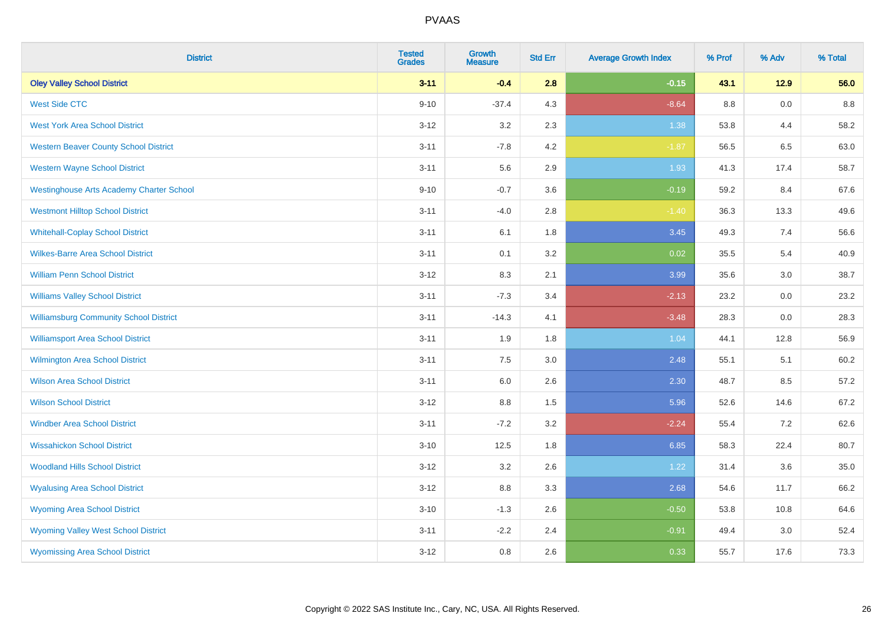| District | Tested Grades | Growth Measure | Std Err | Average Growth Index | % Prof | % Adv | % Total |
|---|---|---|---|---|---|---|---|
| **Oley Valley School District** | **3-11** | **-0.4** | **2.8** | **-0.15** | **43.1** | **12.9** | **56.0** |
| West Side CTC | 9-10 | -37.4 | 4.3 | -8.64 | 8.8 | 0.0 | 8.8 |
| West York Area School District | 3-12 | 3.2 | 2.3 | 1.38 | 53.8 | 4.4 | 58.2 |
| Western Beaver County School District | 3-11 | -7.8 | 4.2 | -1.87 | 56.5 | 6.5 | 63.0 |
| Western Wayne School District | 3-11 | 5.6 | 2.9 | 1.93 | 41.3 | 17.4 | 58.7 |
| Westinghouse Arts Academy Charter School | 9-10 | -0.7 | 3.6 | -0.19 | 59.2 | 8.4 | 67.6 |
| Westmont Hilltop School District | 3-11 | -4.0 | 2.8 | -1.40 | 36.3 | 13.3 | 49.6 |
| Whitehall-Coplay School District | 3-11 | 6.1 | 1.8 | 3.45 | 49.3 | 7.4 | 56.6 |
| Wilkes-Barre Area School District | 3-11 | 0.1 | 3.2 | 0.02 | 35.5 | 5.4 | 40.9 |
| William Penn School District | 3-12 | 8.3 | 2.1 | 3.99 | 35.6 | 3.0 | 38.7 |
| Williams Valley School District | 3-11 | -7.3 | 3.4 | -2.13 | 23.2 | 0.0 | 23.2 |
| Williamsburg Community School District | 3-11 | -14.3 | 4.1 | -3.48 | 28.3 | 0.0 | 28.3 |
| Williamsport Area School District | 3-11 | 1.9 | 1.8 | 1.04 | 44.1 | 12.8 | 56.9 |
| Wilmington Area School District | 3-11 | 7.5 | 3.0 | 2.48 | 55.1 | 5.1 | 60.2 |
| Wilson Area School District | 3-11 | 6.0 | 2.6 | 2.30 | 48.7 | 8.5 | 57.2 |
| Wilson School District | 3-12 | 8.8 | 1.5 | 5.96 | 52.6 | 14.6 | 67.2 |
| Windber Area School District | 3-11 | -7.2 | 3.2 | -2.24 | 55.4 | 7.2 | 62.6 |
| Wissahickon School District | 3-10 | 12.5 | 1.8 | 6.85 | 58.3 | 22.4 | 80.7 |
| Woodland Hills School District | 3-12 | 3.2 | 2.6 | 1.22 | 31.4 | 3.6 | 35.0 |
| Wyalusing Area School District | 3-12 | 8.8 | 3.3 | 2.68 | 54.6 | 11.7 | 66.2 |
| Wyoming Area School District | 3-10 | -1.3 | 2.6 | -0.50 | 53.8 | 10.8 | 64.6 |
| Wyoming Valley West School District | 3-11 | -2.2 | 2.4 | -0.91 | 49.4 | 3.0 | 52.4 |
| Wyomissing Area School District | 3-12 | 0.8 | 2.6 | 0.33 | 55.7 | 17.6 | 73.3 |

Copyright © 2022 SAS Institute Inc., Cary, NC, USA. All Rights Reserved.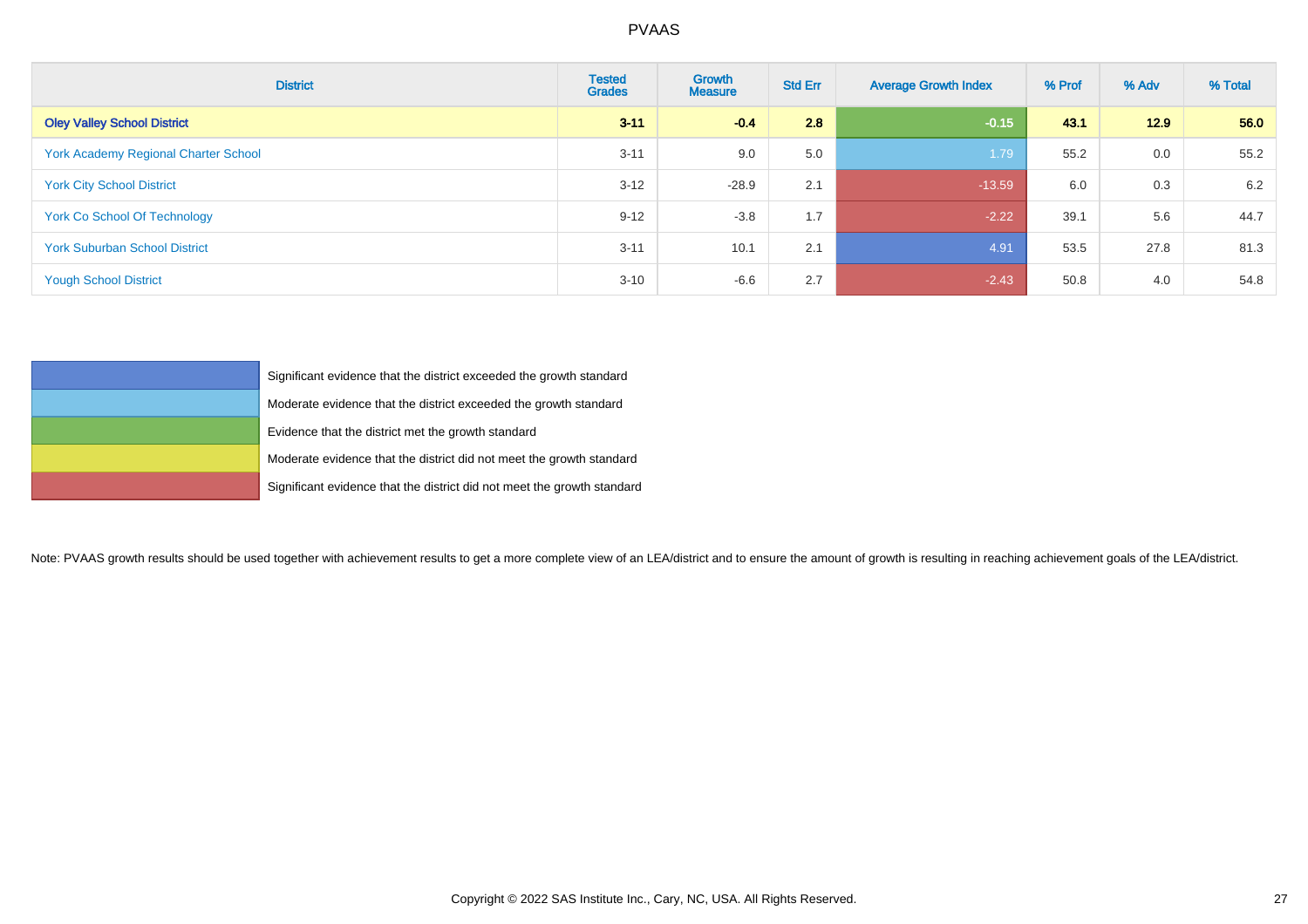PVAAS

| District | Tested Grades | Growth Measure | Std Err | Average Growth Index | % Prof | % Adv | % Total |
|---|---|---|---|---|---|---|---|
| **Oley Valley School District** | **3-11** | **-0.4** | **2.8** | **-0.15** | **43.1** | **12.9** | **56.0** |
| York Academy Regional Charter School | 3-11 | 9.0 | 5.0 | 1.79 | 55.2 | 0.0 | 55.2 |
| York City School District | 3-12 | -28.9 | 2.1 | -13.59 | 6.0 | 0.3 | 6.2 |
| York Co School Of Technology | 9-12 | -3.8 | 1.7 | -2.22 | 39.1 | 5.6 | 44.7 |
| York Suburban School District | 3-11 | 10.1 | 2.1 | 4.91 | 53.5 | 27.8 | 81.3 |
| Yough School District | 3-10 | -6.6 | 2.7 | -2.43 | 50.8 | 4.0 | 54.8 |

Significant evidence that the district exceeded the growth standard

Moderate evidence that the district exceeded the growth standard

Evidence that the district met the growth standard

Moderate evidence that the district did not meet the growth standard

Significant evidence that the district did not meet the growth standard

Note: PVAAS growth results should be used together with achievement results to get a more complete view of an LEA/district and to ensure the amount of growth is resulting in reaching achievement goals of the LEA/district.

Copyright © 2022 SAS Institute Inc., Cary, NC, USA. All Rights Reserved.